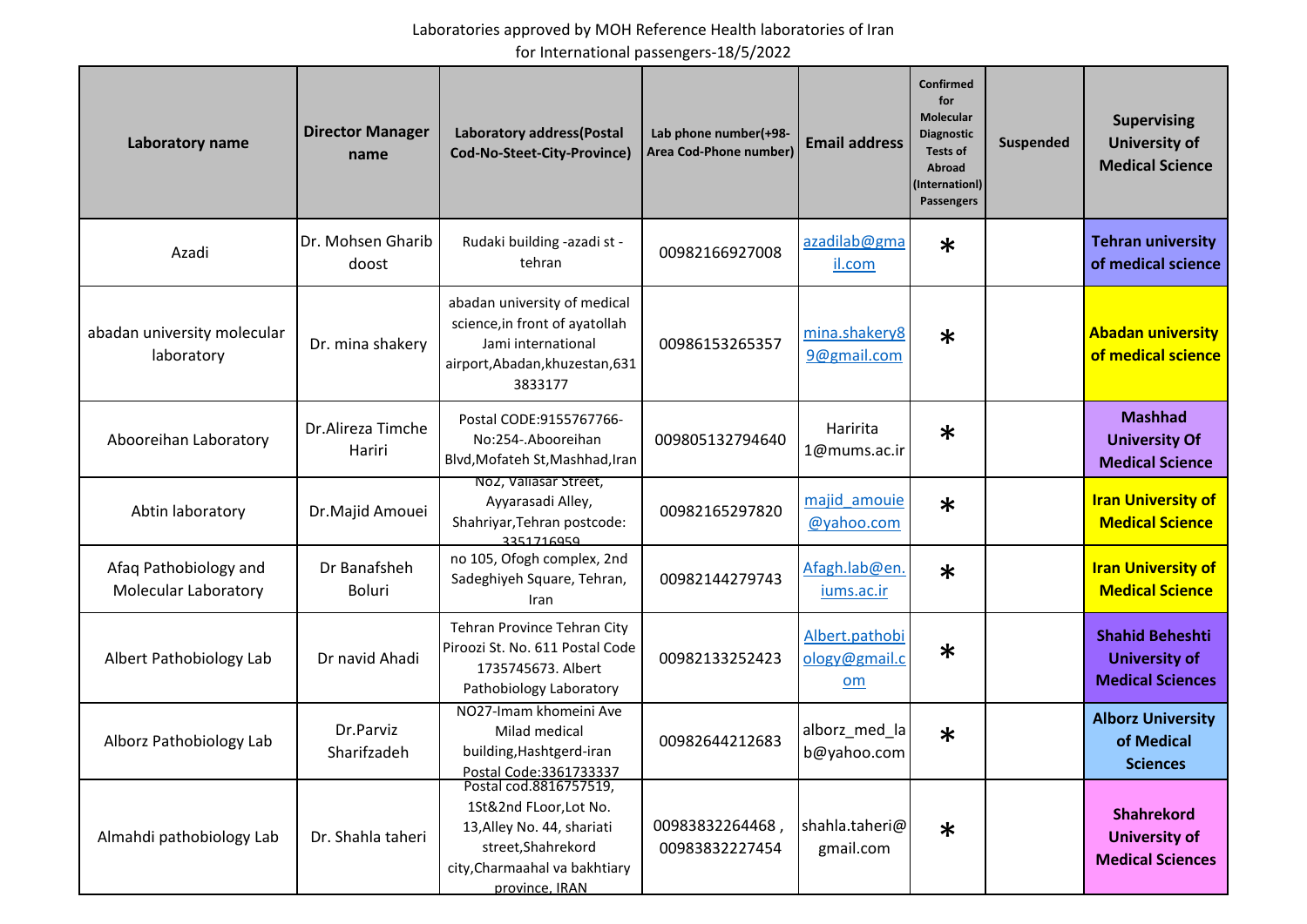Laboratories approved by MOH Reference Health laboratories of Iran
for International passengers-18/5/2022

| Laboratory name | Director Manager name | Laboratory address(Postal Cod-No-Steet-City-Province) | Lab phone number(+98-Area Cod-Phone number) | Email address | Confirmed for Molecular Diagnostic Tests of Abroad (Internationl) Passengers | Suspended | Supervising University of Medical Science |
|---|---|---|---|---|---|---|---|
| Azadi | Dr. Mohsen Gharib doost | Rudaki building -azadi st - tehran | 00982166927008 | azadilab@gmail.com | * | | Tehran university of medical science |
| abadan university molecular laboratory | Dr. mina shakery | abadan university of medical science,in front of ayatollah Jami international airport,Abadan,khuzestan,6313833177 | 00986153265357 | mina.shakery89@gmail.com | * | | Abadan university of medical science |
| Abooreihan Laboratory | Dr.Alireza Timche Hariri | Postal CODE:9155767766-No:254-.Abooreihan Blvd,Mofateh St,Mashhad,Iran | 009805132794640 | Haririta1@mums.ac.ir | * | | Mashhad University Of Medical Science |
| Abtin laboratory | Dr.Majid Amouei | No2, Valiasar Street, Ayyarasadi Alley, Shahriyar,Tehran postcode: 3351716959 | 00982165297820 | majid_amouie@yahoo.com | * | | Iran University of Medical Science |
| Afaq Pathobiology and Molecular Laboratory | Dr Banafsheh Boluri | no 105, Ofogh complex, 2nd Sadeghiyeh Square, Tehran, Iran | 00982144279743 | Afagh.lab@en.iums.ac.ir | * | | Iran University of Medical Science |
| Albert Pathobiology Lab | Dr navid Ahadi | Tehran Province Tehran City Piroozi St. No. 611 Postal Code 1735745673. Albert Pathobiology Laboratory | 00982133252423 | Albert.pathobiology@gmail.com | * | | Shahid Beheshti University of Medical Sciences |
| Alborz Pathobiology Lab | Dr.Parviz Sharifzadeh | NO27-Imam khomeini Ave Milad medical building,Hashtgerd-iran Postal Code:3361733337 | 00982644212683 | alborz_med_lab@yahoo.com | * | | Alborz University of Medical Sciences |
| Almahdi pathobiology Lab | Dr. Shahla taheri | Postal cod.8816757519, 1St&2nd FLoor,Lot No. 13,Alley No. 44, shariati street,Shahrekord city,Charmaahal va bakhtiary province, IRAN | 00983832264468 , 00983832227454 | shahla.taheri@gmail.com | * | | Shahrekord University of Medical Sciences |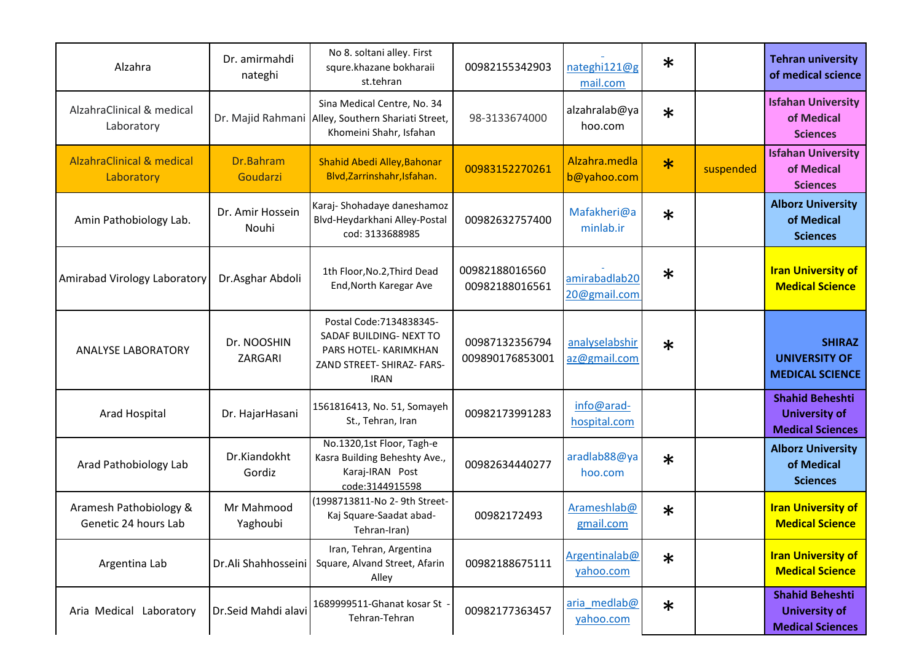| Alzahra | Dr. amirmahdi nateghi | No 8. soltani alley. First squre.khazane bokharaii st.tehran | 00982155342903 | nateghi121@gmail.com | * | | Tehran university of medical science |
|---|---|---|---|---|---|---|---|
| AlzahraClinical & medical Laboratory | Dr. Majid Rahmani | Sina Medical Centre, No. 34 Alley, Southern Shariati Street, Khomeini Shahr, Isfahan | 98-3133674000 | alzahralab@yahoo.com | * | | Isfahan University of Medical Sciences |
| AlzahraClinical & medical Laboratory | Dr.Bahram Goudarzi | Shahid Abedi Alley,Bahonar Blvd,Zarrinshahr,Isfahan. | 00983152270261 | Alzahra.medlab@yahoo.com | * | suspended | Isfahan University of Medical Sciences |
| Amin Pathobiology Lab. | Dr. Amir Hossein Nouhi | Karaj- Shohadaye daneshamoz Blvd-Heydarkhani Alley-Postal cod: 3133688985 | 00982632757400 | Mafakheri@aminlab.ir | * | | Alborz University of Medical Sciences |
| Amirabad Virology Laboratory | Dr.Asghar Abdoli | 1th Floor,No.2,Third Dead End,North Karegar Ave | 00982188016560<br>00982188016561 | amirabadlab2020@gmail.com | * | | Iran University of Medical Science |
| ANALYSE LABORATORY | Dr. NOOSHIN ZARGARI | Postal Code:7134838345- SADAF BUILDING- NEXT TO PARS HOTEL- KARIMKHAN ZAND STREET- SHIRAZ- FARS-IRAN | 00987132356794<br>009890176853001 | analyselabshiraz@gmail.com | * | | SHIRAZ UNIVERSITY OF MEDICAL SCIENCE |
| Arad Hospital | Dr. HajarHasani | 1561816413, No. 51, Somayeh St., Tehran, Iran | 00982173991283 | info@arad-hospital.com | | | Shahid Beheshti University of Medical Sciences |
| Arad Pathobiology Lab | Dr.Kiandokht Gordiz | No.1320,1st Floor, Tagh-e Kasra Building Beheshty Ave., Karaj-IRAN Post code:3144915598 | 00982634440277 | aradlab88@yahoo.com | * | | Alborz University of Medical Sciences |
| Aramesh Pathobiology & Genetic 24 hours Lab | Mr Mahmood Yaghoubi | (1998713811-No 2- 9th Street-Kaj Square-Saadat abad-Tehran-Iran) | 00982172493 | Arameshlab@gmail.com | * | | Iran University of Medical Science |
| Argentina Lab | Dr.Ali Shahhosseini | Iran, Tehran, Argentina Square, Alvand Street, Afarin Alley | 00982188675111 | Argentinalab@yahoo.com | * | | Iran University of Medical Science |
| Aria Medical Laboratory | Dr.Seid Mahdi alavi | 1689999511-Ghanat kosar St - Tehran-Tehran | 00982177363457 | aria_medlab@yahoo.com | * | | Shahid Beheshti University of Medical Sciences |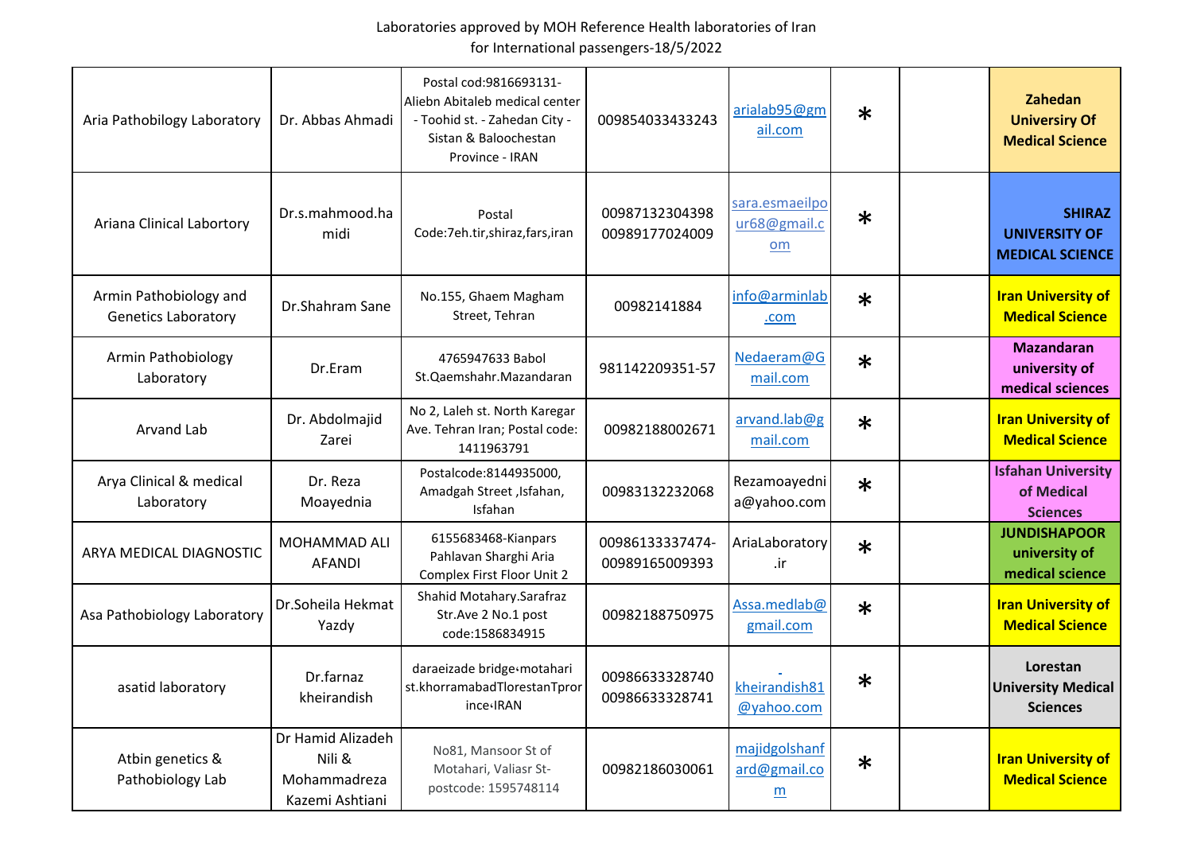Laboratories approved by MOH Reference Health laboratories of Iran for International passengers-18/5/2022

| | | | | | | | |
|---|---|---|---|---|---|---|---|
| Aria Pathobilogy Laboratory | Dr. Abbas Ahmadi | Postal cod:9816693131-Aliebn Abitaleb medical center - Toohid st. - Zahedan City - Sistan & Baloochestan Province - IRAN | 009854033433243 | arialab95@gmail.com | * | | **Zahedan University Of Medical Science** |
| Ariana Clinical Labortory | Dr.s.mahmood.hamidi | Postal Code:7eh.tir,shiraz,fars,iran | 00987132304398 00989177024009 | sara.esmaeilpour68@gmail.com | * | | **SHIRAZ UNIVERSITY OF MEDICAL SCIENCE** |
| Armin Pathobiology and Genetics Laboratory | Dr.Shahram Sane | No.155, Ghaem Magham Street, Tehran | 00982141884 | info@arminlab.com | * | | **Iran University of Medical Science** |
| Armin Pathobiology Laboratory | Dr.Eram | 4765947633 Babol St.Qaemshahr.Mazandaran | 981142209351-57 | Nedaeram@Gmail.com | * | | **Mazandaran university of medical sciences** |
| Arvand Lab | Dr. Abdolmajid Zarei | No 2, Laleh st. North Karegar Ave. Tehran Iran; Postal code: 1411963791 | 00982188002671 | arvand.lab@gmail.com | * | | **Iran University of Medical Science** |
| Arya Clinical & medical Laboratory | Dr. Reza Moayednia | Postalcode:8144935000, Amadgah Street ,Isfahan, Isfahan | 00983132232068 | Rezamoayednia@yahoo.com | * | | **Isfahan University of Medical Sciences** |
| ARYA MEDICAL DIAGNOSTIC | MOHAMMAD ALI AFANDI | 6155683468-Kianpars Pahlavan Sharghi Aria Complex First Floor Unit 2 | 00986133337474-00989165009393 | AriaLaboratory.ir | * | | **JUNDISHAPOOR university of medical science** |
| Asa Pathobiology Laboratory | Dr.Soheila Hekmat Yazdy | Shahid Motahary.Sarafraz Str.Ave 2 No.1 post code:1586834915 | 00982188750975 | Assa.medlab@gmail.com | * | | **Iran University of Medical Science** |
| asatid laboratory | Dr.farnaz kheirandish | daraeizade bridge‹motahari st.khorramabadTlorestanTprorince‹IRAN | 00986633328740 00986633328741 | -kheirandish81@yahoo.com | * | | **Lorestan University Medical Sciences** |
| Atbin genetics & Pathobiology Lab | Dr Hamid Alizadeh Nili & Mohammadreza Kazemi Ashtiani | No81, Mansoor St of Motahari, Valiasr St- postcode: 1595748114 | 00982186030061 | majidgolshanfard@gmail.com | * | | **Iran University of Medical Science** |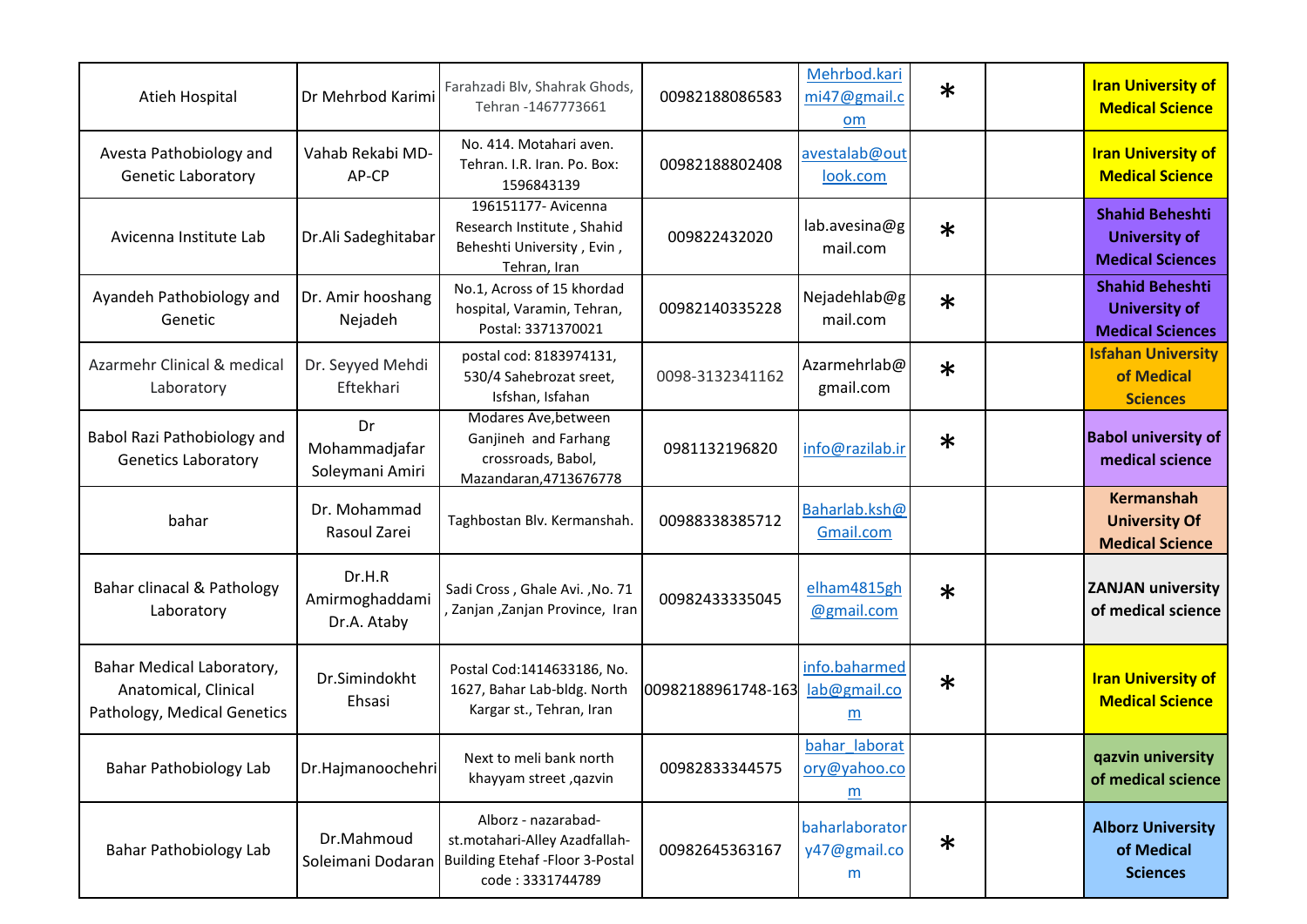| | | | | | | | |
|---|---|---|---|---|---|---|---|
| Atieh Hospital | Dr Mehrbod Karimi | Farahzadi Blv, Shahrak Ghods, Tehran -1467773661 | 00982188086583 | Mehrbod.karimi47@gmail.com | * | | **Iran University of Medical Science** |
| Avesta Pathobiology and Genetic Laboratory | Vahab Rekabi MD-AP-CP | No. 414. Motahari aven. Tehran. I.R. Iran. Po. Box: 1596843139 | 00982188802408 | avestalab@outlook.com | | | **Iran University of Medical Science** |
| Avicenna Institute Lab | Dr.Ali Sadeghitabar | 196151177- Avicenna Research Institute , Shahid Beheshti University , Evin , Tehran, Iran | 009822432020 | lab.avesina@gmail.com | * | | **Shahid Beheshti University of Medical Sciences** |
| Ayandeh Pathobiology and Genetic | Dr. Amir hooshang Nejadeh | No.1, Across of 15 khordad hospital, Varamin, Tehran, Postal: 3371370021 | 00982140335228 | Nejadehlab@gmail.com | * | | **Shahid Beheshti University of Medical Sciences** |
| Azarmehr Clinical & medical Laboratory | Dr. Seyyed Mehdi Eftekhari | postal cod: 8183974131, 530/4 Sahebrozat sreet, Isfshan, Isfahan | 0098-3132341162 | Azarmehrlab@gmail.com | * | | **Isfahan University of Medical Sciences** |
| Babol Razi Pathobiology and Genetics Laboratory | Dr Mohammadjafar Soleymani Amiri | Modares Ave,between Ganjineh and Farhang crossroads, Babol, Mazandaran,4713676778 | 0981132196820 | info@razilab.ir | * | | **Babol university of medical science** |
| bahar | Dr. Mohammad Rasoul Zarei | Taghbostan Blv. Kermanshah. | 00988338385712 | Baharlab.ksh@Gmail.com | | | **Kermanshah University Of Medical Science** |
| Bahar clinacal & Pathology Laboratory | Dr.H.R Amirmoghaddami Dr.A. Ataby | Sadi Cross , Ghale Avi. ,No. 71 , Zanjan ,Zanjan Province, Iran | 00982433335045 | elham4815gh@gmail.com | * | | **ZANJAN university of medical science** |
| Bahar Medical Laboratory, Anatomical, Clinical Pathology, Medical Genetics | Dr.Simindokht Ehsasi | Postal Cod:1414633186, No. 1627, Bahar Lab-bldg. North Kargar st., Tehran, Iran | 00982188961748-163 | info.baharmedlab@gmail.com | * | | **Iran University of Medical Science** |
| Bahar Pathobiology Lab | Dr.Hajmanoochehri | Next to meli bank north khayyam street ,qazvin | 00982833344575 | bahar_laboratory@yahoo.com | | | **qazvin university of medical science** |
| Bahar Pathobiology Lab | Dr.Mahmoud Soleimani Dodaran | Alborz - nazarabad-st.motahari-Alley Azadfallah-Building Etehaf -Floor 3-Postal code : 3331744789 | 00982645363167 | baharlaboratory47@gmail.com | * | | **Alborz University of Medical Sciences** |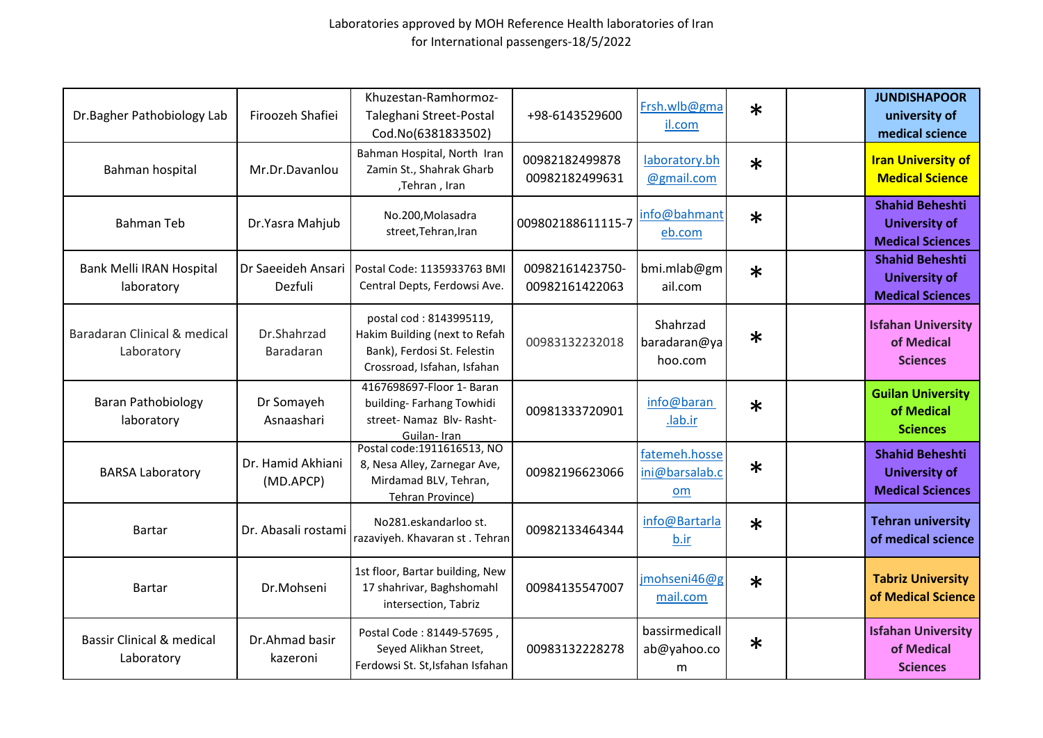Laboratories approved by MOH Reference Health laboratories of Iran
for International passengers-18/5/2022

| | | | | | | | |
|---|---|---|---|---|---|---|---|
| Dr.Bagher Pathobiology Lab | Firoozeh Shafiei | Khuzestan-Ramhormoz-Taleghani Street-Postal Cod.No(6381833502) | +98-6143529600 | Frsh.wlb@gmail.com | * | | JUNDISHAPOOR university of medical science |
| Bahman hospital | Mr.Dr.Davanlou | Bahman Hospital, North Iran Zamin St., Shahrak Gharb ,Tehran , Iran | 00982182499878 00982182499631 | laboratory.bh@gmail.com | * | | Iran University of Medical Science |
| Bahman Teb | Dr.Yasra Mahjub | No.200,Molasadra street,Tehran,Iran | 009802188611115-7 | info@bahmanteb.com | * | | Shahid Beheshti University of Medical Sciences |
| Bank Melli IRAN Hospital laboratory | Dr Saeeideh Ansari Dezfuli | Postal Code: 1135933763 BMI Central Depts, Ferdowsi Ave. | 00982161423750-00982161422063 | bmi.mlab@gmail.com | * | | Shahid Beheshti University of Medical Sciences |
| Baradaran Clinical & medical Laboratory | Dr.Shahrzad Baradaran | postal cod : 8143995119, Hakim Building (next to Refah Bank), Ferdosi St. Felestin Crossroad, Isfahan, Isfahan | 00983132232018 | Shahrzad baradaran@yahoo.com | * | | Isfahan University of Medical Sciences |
| Baran Pathobiology laboratory | Dr Somayeh Asnaashari | 4167698697-Floor 1- Baran building- Farhang Towhidi street- Namaz Blv- Rasht-Guilan- Iran | 00981333720901 | info@baran .lab.ir | * | | Guilan University of Medical Sciences |
| BARSA Laboratory | Dr. Hamid Akhiani (MD.APCP) | Postal code:1911616513, NO 8, Nesa Alley, Zarnegar Ave, Mirdamad BLV, Tehran, Tehran Province) | 00982196623066 | fatemeh.hosseini@barsalab.com | * | | Shahid Beheshti University of Medical Sciences |
| Bartar | Dr. Abasali rostami | No281.eskandarloo st. razaviyeh. Khavaran st . Tehran | 00982133464344 | info@Bartarlab.ir | * | | Tehran university of medical science |
| Bartar | Dr.Mohseni | 1st floor, Bartar building, New 17 shahrivar, Baghshomahl intersection, Tabriz | 00984135547007 | jmohseni46@gmail.com | * | | Tabriz University of Medical Science |
| Bassir Clinical & medical Laboratory | Dr.Ahmad basir kazeroni | Postal Code : 81449-57695 , Seyed Alikhan Street, Ferdowsi St. St,Isfahan Isfahan | 00983132228278 | bassirmedicallab@yahoo.com | * | | Isfahan University of Medical Sciences |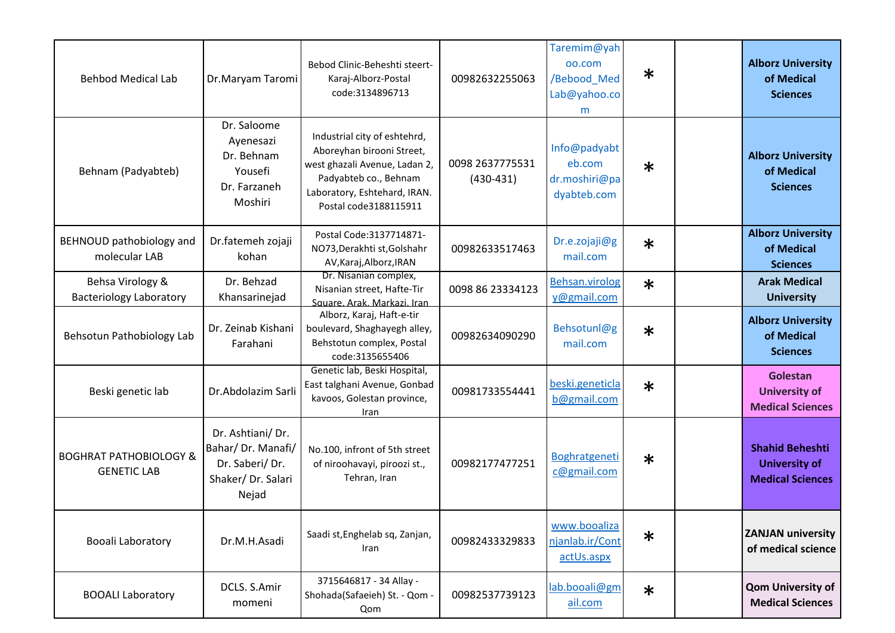| | | | | | | | |
|---|---|---|---|---|---|---|---|
| Behbod Medical Lab | Dr.Maryam Taromi | Bebod Clinic-Beheshti steert-Karaj-Alborz-Postal code:3134896713 | 00982632255063 | Taremim@yahoo.com /Bebood_MedLab@yahoo.com | * | | **Alborz University of Medical Sciences** |
| Behnam (Padyabteb) | Dr. Saloome Ayenesazi Dr. Behnam Yousefi Dr. Farzaneh Moshiri | Industrial city of eshtehrd, Aboreyhan birooni Street, west ghazali Avenue, Ladan 2, Padyabteb co., Behnam Laboratory, Eshtehard, IRAN. Postal code3188115911 | 0098 2637775531 (430-431) | Info@padyabteb.com dr.moshiri@padyabteb.com | * | | **Alborz University of Medical Sciences** |
| BEHNOUD pathobiology and molecular LAB | Dr.fatemeh zojaji kohan | Postal Code:3137714871-NO73,Derakhti st,Golshahr AV,Karaj,Alborz,IRAN | 00982633517463 | Dr.e.zojaji@gmail.com | * | | **Alborz University of Medical Sciences** |
| Behsa Virology & Bacteriology Laboratory | Dr. Behzad Khansarinejad | Dr. Nisanian complex, Nisanian street, Hafte-Tir Square, Arak, Markazi, Iran | 0098 86 23334123 | Behsan.virology@gmail.com | * | | **Arak Medical University** |
| Behsotun Pathobiology Lab | Dr. Zeinab Kishani Farahani | Alborz, Karaj, Haft-e-tir boulevard, Shaghayegh alley, Behstotun complex, Postal code:3135655406 | 00982634090290 | Behsotunl@gmail.com | * | | **Alborz University of Medical Sciences** |
| Beski genetic lab | Dr.Abdolazim Sarli | Genetic lab, Beski Hospital, East talghani Avenue, Gonbad kavoos, Golestan province, Iran | 00981733554441 | beski.geneticlab@gmail.com | * | | **Golestan University of Medical Sciences** |
| BOGHRAT PATHOBIOLOGY & GENETIC LAB | Dr. Ashtiani/ Dr. Bahar/ Dr. Manafi/ Dr. Saberi/ Dr. Shaker/ Dr. Salari Nejad | No.100, infront of 5th street of niroohavayi, piroozi st., Tehran, Iran | 00982177477251 | Boghratgenetic@gmail.com | * | | **Shahid Beheshti University of Medical Sciences** |
| Booali Laboratory | Dr.M.H.Asadi | Saadi st,Enghelab sq, Zanjan, Iran | 00982433329833 | www.booalizanjanlab.ir/ContactUs.aspx | * | | **ZANJAN university of medical science** |
| BOOALI Laboratory | DCLS. S.Amir momeni | 3715646817 - 34 Allay - Shohada(Safaeieh) St. - Qom - Qom | 00982537739123 | lab.booali@gmail.com | * | | **Qom University of Medical Sciences** |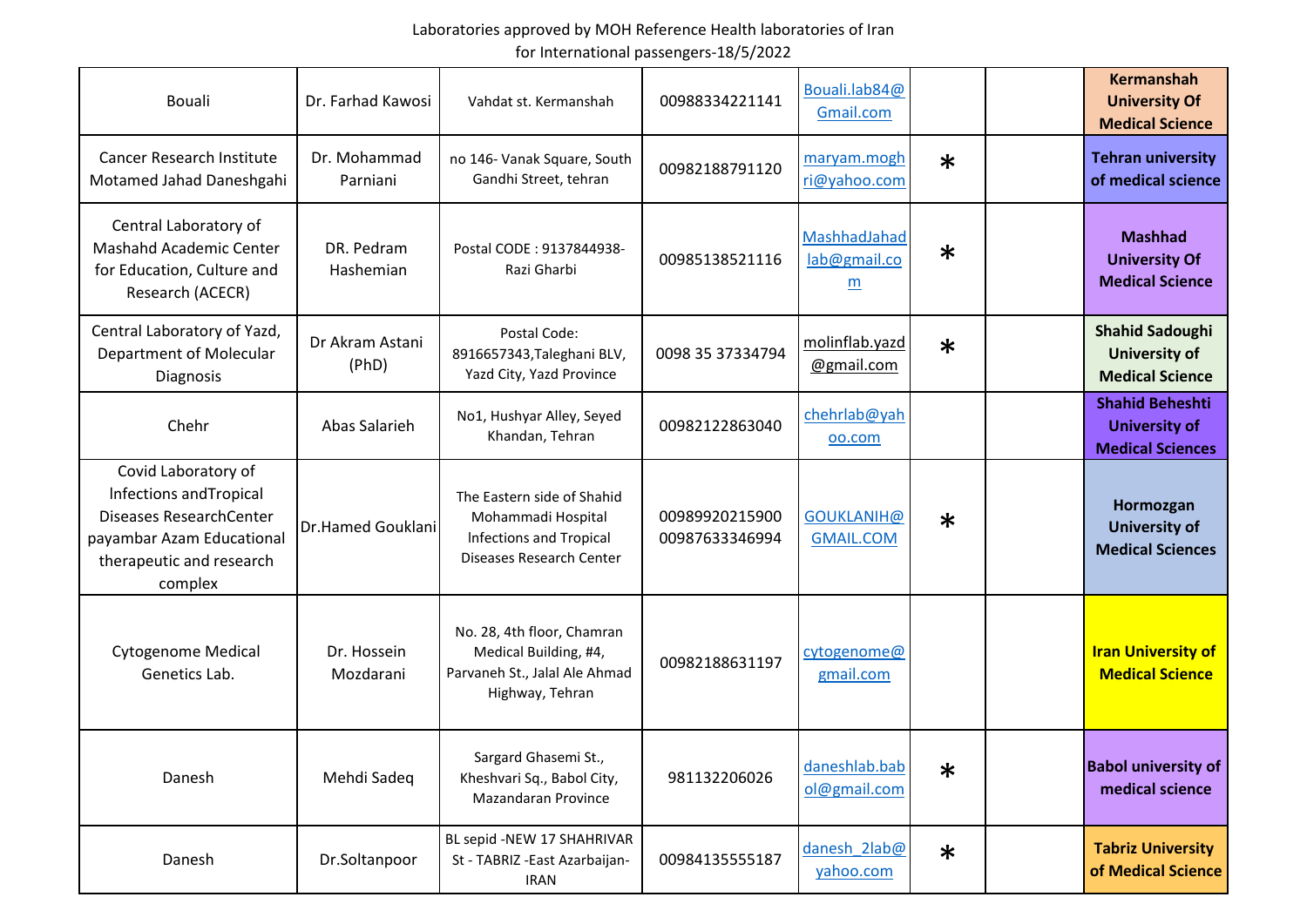Laboratories approved by MOH Reference Health laboratories of Iran
for International passengers-18/5/2022

| | | | | | | | |
|---|---|---|---|---|---|---|---|
| Bouali | Dr. Farhad Kawosi | Vahdat st. Kermanshah | 00988334221141 | Bouali.lab84@Gmail.com | | | **Kermanshah University Of Medical Science** |
| Cancer Research Institute Motamed Jahad Daneshgahi | Dr. Mohammad Parniani | no 146- Vanak Square, South Gandhi Street, tehran | 00982188791120 | maryam.moghri@yahoo.com | * | | **Tehran university of medical science** |
| Central Laboratory of Mashahd Academic Center for Education, Culture and Research (ACECR) | DR. Pedram Hashemian | Postal CODE : 9137844938-Razi Gharbi | 00985138521116 | MashhadJahadlab@gmail.com | * | | **Mashhad University Of Medical Science** |
| Central Laboratory of Yazd, Department of Molecular Diagnosis | Dr Akram Astani (PhD) | Postal Code: 8916657343,Taleghani BLV, Yazd City, Yazd Province | 0098 35 37334794 | molinflab.yazd@gmail.com | * | | **Shahid Sadoughi University of Medical Science** |
| Chehr | Abas Salarieh | No1, Hushyar Alley, Seyed Khandan, Tehran | 00982122863040 | chehrlab@yahoo.com | | | **Shahid Beheshti University of Medical Sciences** |
| Covid Laboratory of Infections andTropical Diseases ResearchCenter payambar Azam Educational therapeutic and research complex | Dr.Hamed Gouklani | The Eastern side of Shahid Mohammadi Hospital Infections and Tropical Diseases Research Center | 00989920215900 00987633346994 | GOUKLANIH@GMAIL.COM | * | | **Hormozgan University of Medical Sciences** |
| Cytogenome Medical Genetics Lab. | Dr. Hossein Mozdarani | No. 28, 4th floor, Chamran Medical Building, #4, Parvaneh St., Jalal Ale Ahmad Highway, Tehran | 00982188631197 | cytogenome@gmail.com | | | **Iran University of Medical Science** |
| Danesh | Mehdi Sadeq | Sargard Ghasemi St., Kheshvari Sq., Babol City, Mazandaran Province | 981132206026 | daneshlab.babol@gmail.com | * | | **Babol university of medical science** |
| Danesh | Dr.Soltanpoor | BL sepid -NEW 17 SHAHRIVAR St - TABRIZ -East Azarbaijan-IRAN | 00984135555187 | danesh_2lab@yahoo.com | * | | **Tabriz University of Medical Science** |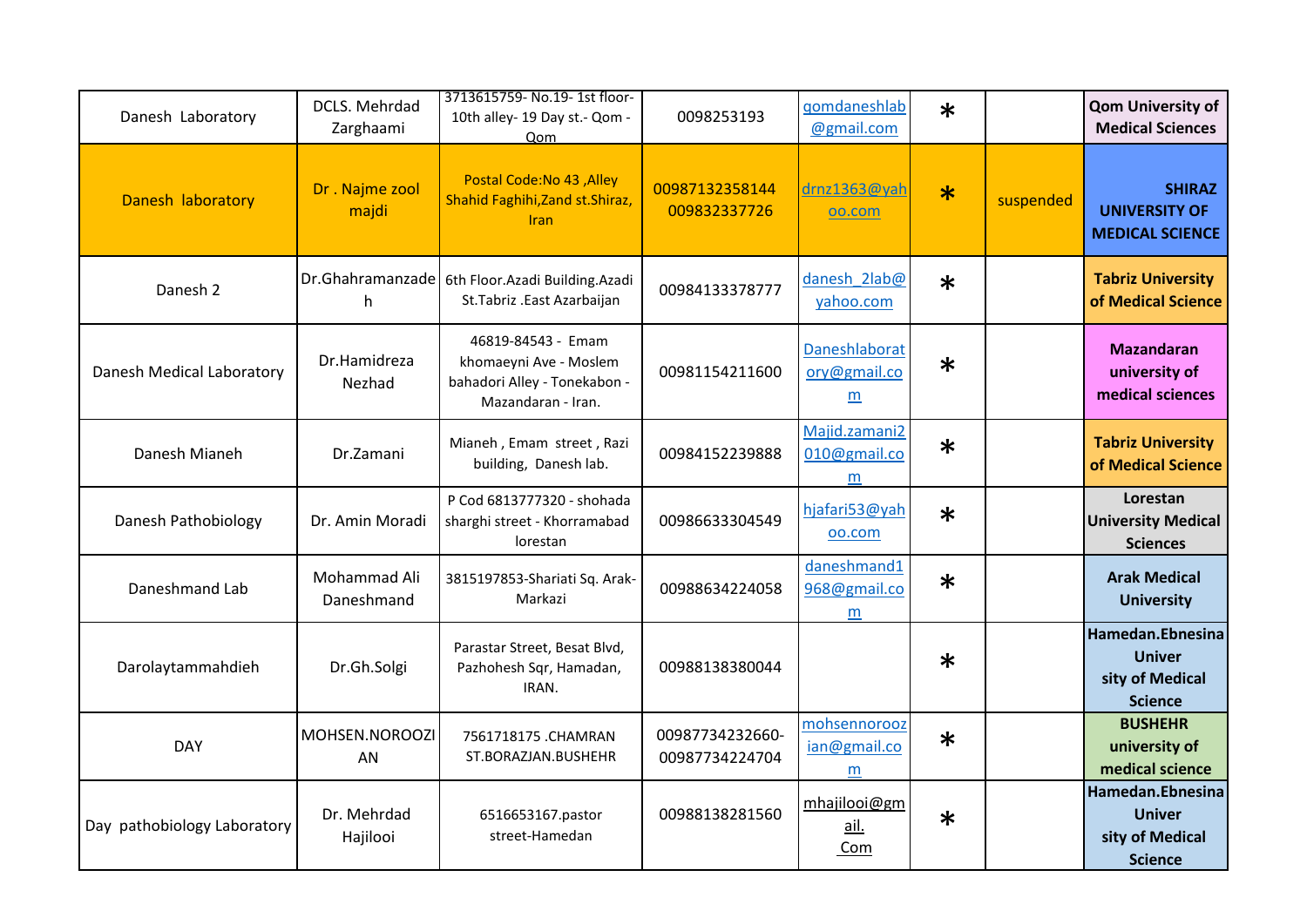| | | | | | | | |
|---|---|---|---|---|---|---|---|
| Danesh Laboratory | DCLS. Mehrdad Zarghaami | 3713615759- No.19- 1st floor- 10th alley- 19 Day st.- Qom - Qom | 0098253193 | qomdaneshlab@gmail.com | * | | Qom University of Medical Sciences |
| Danesh laboratory | Dr . Najme zool majdi | Postal Code:No 43 ,Alley Shahid Faghihi,Zand st.Shiraz, Iran | 00987132358144 009832337726 | drnz1363@yahoo.com | * | suspended | SHIRAZ UNIVERSITY OF MEDICAL SCIENCE |
| Danesh 2 | Dr.Ghahramanzadeh | 6th Floor.Azadi Building.Azadi St.Tabriz .East Azarbaijan | 00984133378777 | danesh_2lab@yahoo.com | * | | Tabriz University of Medical Science |
| Danesh Medical Laboratory | Dr.Hamidreza Nezhad | 46819-84543 - Emam khomaeyni Ave - Moslem bahadori Alley - Tonekabon - Mazandaran - Iran. | 00981154211600 | Daneshlaboratory@gmail.com | * | | Mazandaran university of medical sciences |
| Danesh Mianeh | Dr.Zamani | Mianeh , Emam street , Razi building, Danesh lab. | 00984152239888 | Majid.zamani2010@gmail.com | * | | Tabriz University of Medical Science |
| Danesh Pathobiology | Dr. Amin Moradi | P Cod 6813777320 - shohada sharghi street - Khorramabad lorestan | 00986633304549 | hjafari53@yahoo.com | * | | Lorestan University Medical Sciences |
| Daneshmand Lab | Mohammad Ali Daneshmand | 3815197853-Shariati Sq. Arak-Markazi | 00988634224058 | daneshmand1968@gmail.com | * | | Arak Medical University |
| Darolaytammahdieh | Dr.Gh.Solgi | Parastar Street, Besat Blvd, Pazhohesh Sqr, Hamadan, IRAN. | 00988138380044 | | * | | Hamedan.Ebnesina Univer sity of Medical Science |
| DAY | MOHSEN.NOROOZIAN | 7561718175 .CHAMRAN ST.BORAZJAN.BUSHEHR | 00987734232660- 00987734224704 | mohsennoroozian@gmail.com | * | | BUSHEHR university of medical science |
| Day pathobiology Laboratory | Dr. Mehrdad Hajilooi | 6516653167.pastor street-Hamedan | 00988138281560 | mhajilooi@gmail. Com | * | | Hamedan.Ebnesina Univer sity of Medical Science |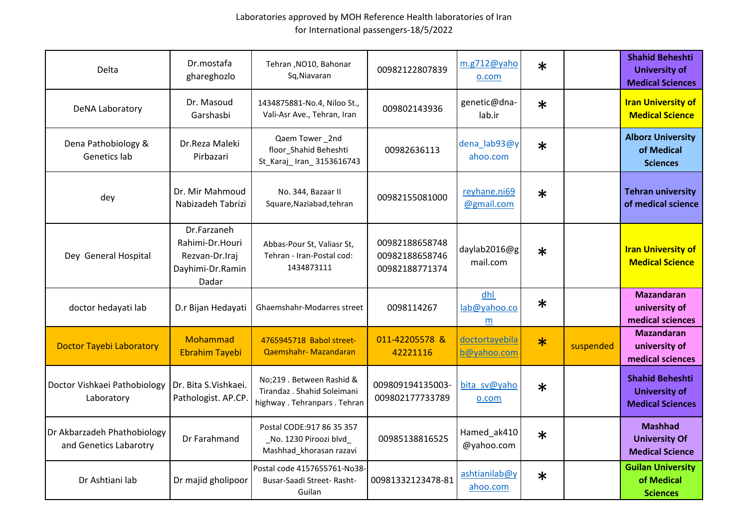Laboratories approved by MOH Reference Health laboratories of Iran
for International passengers-18/5/2022

| | | | | | | | |
|---|---|---|---|---|---|---|---|
| Delta | Dr.mostafa ghareghozlo | Tehran ,NO10, Bahonar Sq,Niavaran | 00982122807839 | m.g712@yahoo.com | * | | Shahid Beheshti University of Medical Sciences |
| DeNA Laboratory | Dr. Masoud Garshasbi | 1434875881-No.4, Niloo St., Vali-Asr Ave., Tehran, Iran | 009802143936 | genetic@dna-lab.ir | * | | Iran University of Medical Science |
| Dena Pathobiology & Genetics lab | Dr.Reza Maleki Pirbazari | Qaem Tower _2nd floor_Shahid Beheshti St_Karaj_ Iran_ 3153616743 | 00982636113 | dena_lab93@yahoo.com | * | | Alborz University of Medical Sciences |
| dey | Dr. Mir Mahmoud Nabizadeh Tabrizi | No. 344, Bazaar II Square,Naziabad,tehran | 00982155081000 | reyhane.ni69@gmail.com | * | | Tehran university of medical science |
| Dey General Hospital | Dr.Farzaneh Rahimi-Dr.Houri Rezvan-Dr.Iraj Dayhimi-Dr.Ramin Dadar | Abbas-Pour St, Valiasr St, Tehran - Iran-Postal cod: 1434873111 | 00982188658748 00982188658746 00982188771374 | daylab2016@gmail.com | * | | Iran University of Medical Science |
| doctor hedayati lab | D.r Bijan Hedayati | Ghaemshahr-Modarres street | 0098114267 | dhl lab@yahoo.com | * | | Mazandaran university of medical sciences |
| Doctor Tayebi Laboratory | Mohammad Ebrahim Tayebi | 4765945718 Babol street-Qaemshahr- Mazandaran | 011-42205578 & 42221116 | doctortayebilab@yahoo.com | * | suspended | Mazandaran university of medical sciences |
| Doctor Vishkaei Pathobiology Laboratory | Dr. Bita S.Vishkaei. Pathologist. AP.CP. | No;219 . Between Rashid & Tirandaz . Shahid Soleimani highway . Tehranpars . Tehran | 009809194135003-009802177733789 | bita_sv@yahoo.com | * | | Shahid Beheshti University of Medical Sciences |
| Dr Akbarzadeh Phathobiology and Genetics Labarotry | Dr Farahmand | Postal CODE:917 86 35 357 _No. 1230 Piroozi blvd_ Mashhad_khorasan razavi | 00985138816525 | Hamed_ak410@yahoo.com | * | | Mashhad University Of Medical Science |
| Dr Ashtiani lab | Dr majid gholipoor | Postal code 4157655761-No38-Busar-Saadi Street- Rasht-Guilan | 00981332123478-81 | ashtianilab@yahoo.com | * | | Guilan University of Medical Sciences |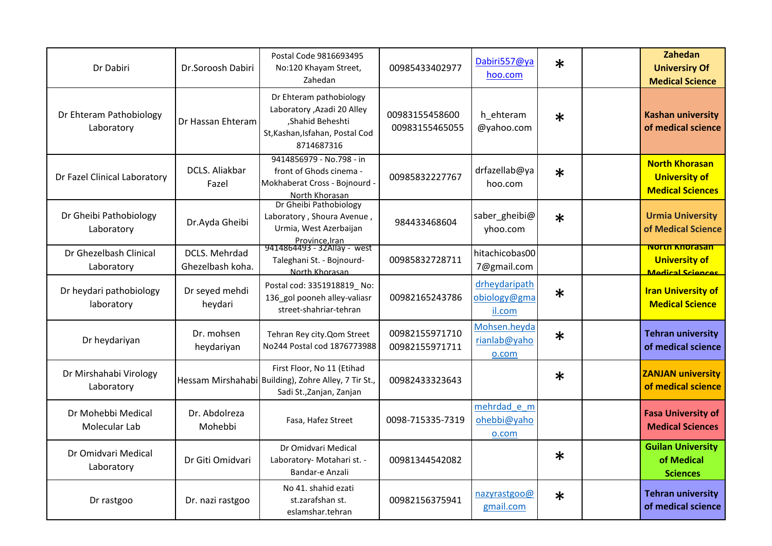| | | | | | | | |
|---|---|---|---|---|---|---|---|
| Dr Dabiri | Dr.Soroosh Dabiri | Postal Code 9816693495 No:120 Khayam Street, Zahedan | 00985433402977 | Dabiri557@yahoo.com | * | | **Zahedan University Of Medical Science** |
| Dr Ehteram Pathobiology Laboratory | Dr Hassan Ehteram | Dr Ehteram pathobiology Laboratory ,Azadi 20 Alley ,Shahid Beheshti St,Kashan,Isfahan, Postal Cod 8714687316 | 00983155458600 00983155465055 | h_ehteram @yahoo.com | * | | **Kashan university of medical science** |
| Dr Fazel Clinical Laboratory | DCLS. Aliakbar Fazel | 9414856979 - No.798 - in front of Ghods cinema - Mokhaberat Cross - Bojnourd - North Khorasan | 00985832227767 | drfazellab@yahoo.com | * | | **North Khorasan University of Medical Sciences** |
| Dr Gheibi Pathobiology Laboratory | Dr.Ayda Gheibi | Dr Gheibi Pathobiology Laboratory , Shoura Avenue , Urmia, West Azerbaijan Province,Iran | 984433468604 | saber_gheibi@yhoo.com | * | | **Urmia University of Medical Science** |
| Dr Ghezelbash Clinical Laboratory | DCLS. Mehrdad Ghezelbash koha. | 9414864493 - 32Allay - west Taleghani St. - Bojnourd- North Khorasan | 00985832728711 | hitachicobas007@gmail.com | | | **North Khorasan University of Medical Sciences** |
| Dr heydari pathobiology laboratory | Dr seyed mehdi heydari | Postal cod: 3351918819_ No: 136_gol pooneh alley-valiasr street-shahriar-tehran | 00982165243786 | drheydaripathobiology@gmail.com | * | | **Iran University of Medical Science** |
| Dr heydariyan | Dr. mohsen heydariyan | Tehran Rey city.Qom Street No244 Postal cod 1876773988 | 00982155971710 00982155971711 | Mohsen.heydarianlab@yahoo.com | * | | **Tehran university of medical science** |
| Dr Mirshahabi Virology Laboratory | Hessam Mirshahabi | First Floor, No 11 (Etihad Building), Zohre Alley, 7 Tir St., Sadi St.,Zanjan, Zanjan | 00982433323643 | | * | | **ZANJAN university of medical science** |
| Dr Mohebbi Medical Molecular Lab | Dr. Abdolreza Mohebbi | Fasa, Hafez Street | 0098-715335-7319 | mehrdad_e_mohebbi@yahoo.com | | | **Fasa University of Medical Sciences** |
| Dr Omidvari Medical Laboratory | Dr Giti Omidvari | Dr Omidvari Medical Laboratory- Motahari st. - Bandar-e Anzali | 00981344542082 | | * | | **Guilan University of Medical Sciences** |
| Dr rastgoo | Dr. nazi rastgoo | No 41. shahid ezati st.zarafshan st. eslamshar.tehran | 00982156375941 | nazyrastgoo@gmail.com | * | | **Tehran university of medical science** |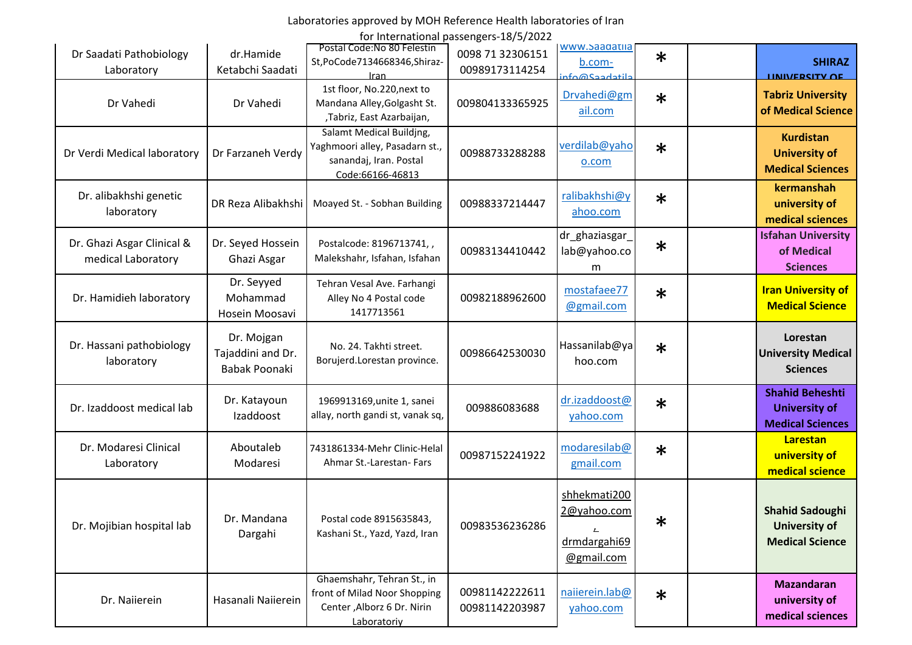Laboratories approved by MOH Reference Health laboratories of Iran for International passengers-18/5/2022

| | | | | | | | |
|---|---|---|---|---|---|---|---|
| Dr Saadati Pathobiology Laboratory | dr.Hamide Ketabchi Saadati | Postal Code:No 80 Felestin St,PoCode7134668346,Shiraz-Iran | 0098 71 32306151 00989173114254 | www.Saadatilab.com-info@Saadatila | * | | SHIRAZ UNIVERSITY OF |
| Dr Vahedi | Dr Vahedi | 1st floor, No.220,next to Mandana Alley,Golgasht St. ,Tabriz, East Azarbaijan, | 009804133365925 | Drvahedi@gmail.com | * | | Tabriz University of Medical Science |
| Dr Verdi Medical laboratory | Dr Farzaneh Verdy | Salamt Medical Buildjng, Yaghmoori alley, Pasadarn st., sanandaj, Iran. Postal Code:66166-46813 | 00988733288288 | verdilab@yahoo.com | * | | Kurdistan University of Medical Sciences |
| Dr. alibakhshi genetic laboratory | DR Reza Alibakhshi | Moayed St. - Sobhan Building | 00988337214447 | ralibakhshi@yahoo.com | * | | kermanshah university of medical sciences |
| Dr. Ghazi Asgar Clinical & medical Laboratory | Dr. Seyed Hossein Ghazi Asgar | Postalcode: 8196713741, , Malekshahr, Isfahan, Isfahan | 00983134410442 | dr_ghaziasgar_lab@yahoo.com | * | | Isfahan University of Medical Sciences |
| Dr. Hamidieh laboratory | Dr. Seyyed Mohammad Hosein Moosavi | Tehran Vesal Ave. Farhangi Alley No 4 Postal code 1417713561 | 00982188962600 | mostafaee77@gmail.com | * | | Iran University of Medical Science |
| Dr. Hassani pathobiology laboratory | Dr. Mojgan Tajaddini and Dr. Babak Poonaki | No. 24. Takhti street. Borujerd.Lorestan province. | 00986642530030 | Hassanilab@yahoo.com | * | | Lorestan University Medical Sciences |
| Dr. Izaddoost medical lab | Dr. Katayoun Izaddoost | 1969913169,unite 1, sanei allay, north gandi st, vanak sq, | 009886083688 | dr.izaddoost@yahoo.com | * | | Shahid Beheshti University of Medical Sciences |
| Dr. Modaresi Clinical Laboratory | Aboutaleb Modaresi | 7431861334-Mehr Clinic-Helal Ahmar St.-Larestan- Fars | 00987152241922 | modaresilab@gmail.com | * | | Larestan university of medical science |
| Dr. Mojibian hospital lab | Dr. Mandana Dargahi | Postal code 8915635843, Kashani St., Yazd, Yazd, Iran | 00983536236286 | shhekmati2002@yahoo.com , drmdargahi69@gmail.com | * | | Shahid Sadoughi University of Medical Science |
| Dr. Naiierein | Hasanali Naiierein | Ghaemshahr, Tehran St., in front of Milad Noor Shopping Center ,Alborz 6 Dr. Nirin Laboratoriy | 00981142222611 00981142203987 | naiierein.lab@yahoo.com | * | | Mazandaran university of medical sciences |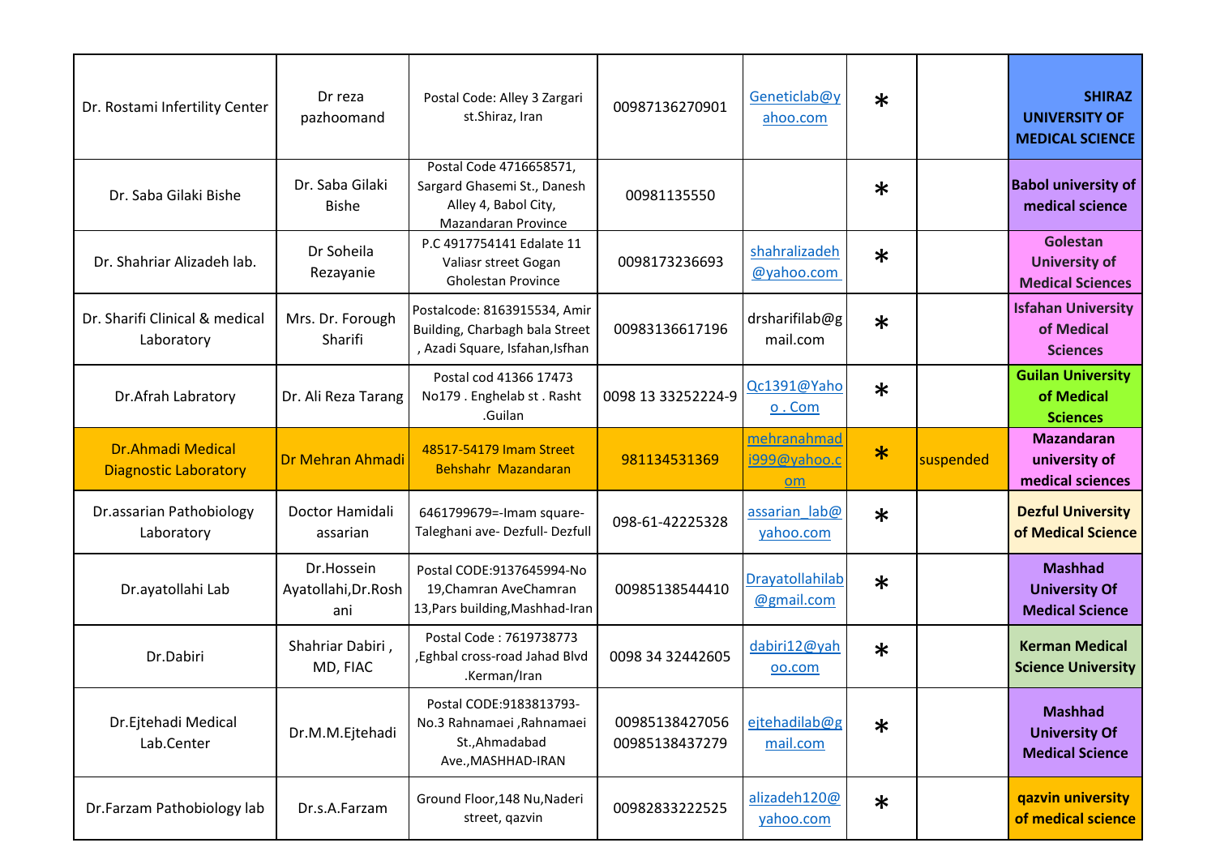| | | | | | | | |
|---|---|---|---|---|---|---|---|
| Dr. Rostami Infertility Center | Dr reza pazhoomand | Postal Code: Alley 3 Zargari st.Shiraz, Iran | 00987136270901 | Geneticlab@yahoo.com | * | | **SHIRAZ UNIVERSITY OF MEDICAL SCIENCE** |
| Dr. Saba Gilaki Bishe | Dr. Saba Gilaki Bishe | Postal Code 4716658571, Sargard Ghasemi St., Danesh Alley 4, Babol City, Mazandaran Province | 00981135550 | | * | | **Babol university of medical science** |
| Dr. Shahriar Alizadeh lab. | Dr Soheila Rezayanie | P.C 4917754141 Edalate 11 Valiasr street Gogan Gholestan Province | 0098173236693 | shahralizadeh@yahoo.com | * | | **Golestan University of Medical Sciences** |
| Dr. Sharifi Clinical & medical Laboratory | Mrs. Dr. Forough Sharifi | Postalcode: 8163915534, Amir Building, Charbagh bala Street , Azadi Square, Isfahan,Isfhan | 00983136617196 | drsharifilab@gmail.com | * | | **Isfahan University of Medical Sciences** |
| Dr.Afrah Labratory | Dr. Ali Reza Tarang | Postal cod 41366 17473 No179 . Enghelab st . Rasht .Guilan | 0098 13 33252224-9 | Qc1391@Yahoo . Com | * | | **Guilan University of Medical Sciences** |
| Dr.Ahmadi Medical Diagnostic Laboratory | Dr Mehran Ahmadi | 48517-54179 Imam Street Behshahr Mazandaran | 981134531369 | mehranahmadi999@yahoo.com | * | suspended | **Mazandaran university of medical sciences** |
| Dr.assarian Pathobiology Laboratory | Doctor Hamidali assarian | 6461799679=-Imam square-Taleghani ave- Dezfull- Dezfull | 098-61-42225328 | assarian_lab@yahoo.com | * | | **Dezful University of Medical Science** |
| Dr.ayatollahi Lab | Dr.Hossein Ayatollahi,Dr.Roshani | Postal CODE:9137645994-No 19,Chamran AveChamran 13,Pars building,Mashhad-Iran | 00985138544410 | Drayatollahilab@gmail.com | * | | **Mashhad University Of Medical Science** |
| Dr.Dabiri | Shahriar Dabiri , MD, FIAC | Postal Code : 7619738773 ,Eghbal cross-road Jahad Blvd .Kerman/Iran | 0098 34 32442605 | dabiri12@yahoo.com | * | | **Kerman Medical Science University** |
| Dr.Ejtehadi Medical Lab.Center | Dr.M.M.Ejtehadi | Postal CODE:9183813793-No.3 Rahnamaei ,Rahnamaei St.,Ahmadabad Ave.,MASHHAD-IRAN | 00985138427056 00985138437279 | ejtehadilab@gmail.com | * | | **Mashhad University Of Medical Science** |
| Dr.Farzam Pathobiology lab | Dr.s.A.Farzam | Ground Floor,148 Nu,Naderi street, qazvin | 00982833222525 | alizadeh120@yahoo.com | * | | **qazvin university of medical science** |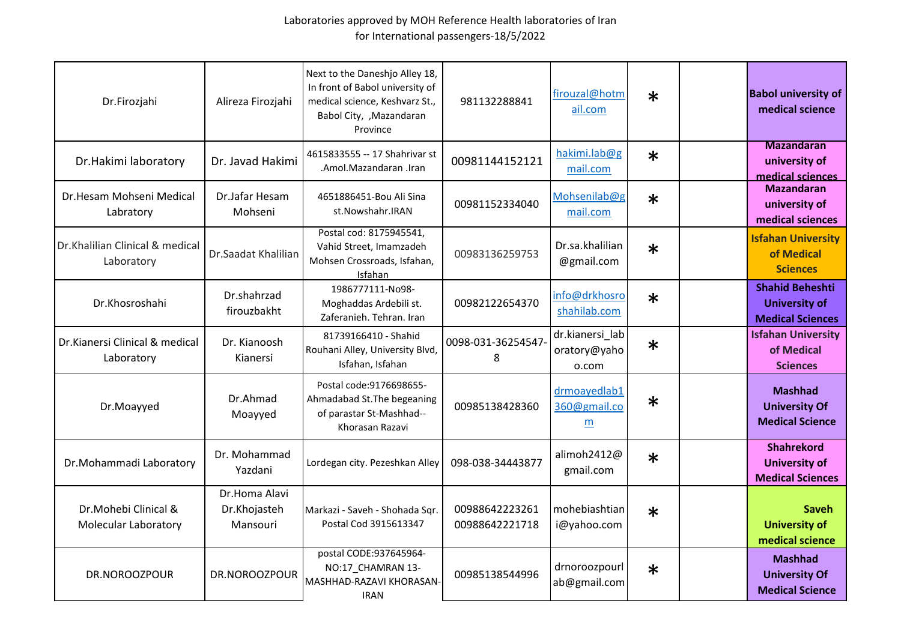Laboratories approved by MOH Reference Health laboratories of Iran
for International passengers-18/5/2022

| | | | | | | | |
|---|---|---|---|---|---|---|---|
| Dr.Firozjahi | Alireza Firozjahi | Next to the Daneshjo Alley 18, In front of Babol university of medical science, Keshvarz St., Babol City, ,Mazandaran Province | 981132288841 | firouzal@hotmail.com | * | | **Babol university of medical science** |
| Dr.Hakimi laboratory | Dr. Javad Hakimi | 4615833555 -- 17 Shahrivar st .Amol.Mazandaran .Iran | 00981144152121 | hakimi.lab@gmail.com | * | | **Mazandaran university of medical sciences** |
| Dr.Hesam Mohseni Medical Labratory | Dr.Jafar Hesam Mohseni | 4651886451-Bou Ali Sina st.Nowshahr.IRAN | 00981152334040 | Mohsenilab@gmail.com | * | | **Mazandaran university of medical sciences** |
| Dr.Khalilian Clinical & medical Laboratory | Dr.Saadat Khalilian | Postal cod: 8175945541, Vahid Street, Imamzadeh Mohsen Crossroads, Isfahan, Isfahan | 00983136259753 | Dr.sa.khalilian@gmail.com | * | | **Isfahan University of Medical Sciences** |
| Dr.Khosroshahi | Dr.shahrzad firouzbakht | 1986777111-No98-Moghaddas Ardebili st. Zaferanieh. Tehran. Iran | 00982122654370 | info@drkhosroshahilab.com | * | | **Shahid Beheshti University of Medical Sciences** |
| Dr.Kianersi Clinical & medical Laboratory | Dr. Kianoosh Kianersi | 81739166410 - Shahid Rouhani Alley, University Blvd, Isfahan, Isfahan | 0098-031-36254547-8 | dr.kianersi_laboratory@yahoo.com | * | | **Isfahan University of Medical Sciences** |
| Dr.Moayyed | Dr.Ahmad Moayyed | Postal code:9176698655-Ahmadabad St.The begeaning of parastar St-Mashhad--Khorasan Razavi | 00985138428360 | drmoayedlab1360@gmail.com | * | | **Mashhad University Of Medical Science** |
| Dr.Mohammadi Laboratory | Dr. Mohammad Yazdani | Lordegan city. Pezeshkan Alley | 098-038-34443877 | alimoh2412@gmail.com | * | | **Shahrekord University of Medical Sciences** |
| Dr.Mohebi Clinical & Molecular Laboratory | Dr.Homa Alavi Dr.Khojasteh Mansouri | Markazi - Saveh - Shohada Sqr. Postal Cod 3915613347 | 00988642223261 00988642221718 | mohebiashtiani@yahoo.com | * | | **Saveh University of medical science** |
| DR.NOROOZPOUR | DR.NOROOZPOUR | postal CODE:937645964-NO:17_CHAMRAN 13-MASHHAD-RAZAVI KHORASAN-IRAN | 00985138544996 | drnoroozpourlab@gmail.com | * | | **Mashhad University Of Medical Science** |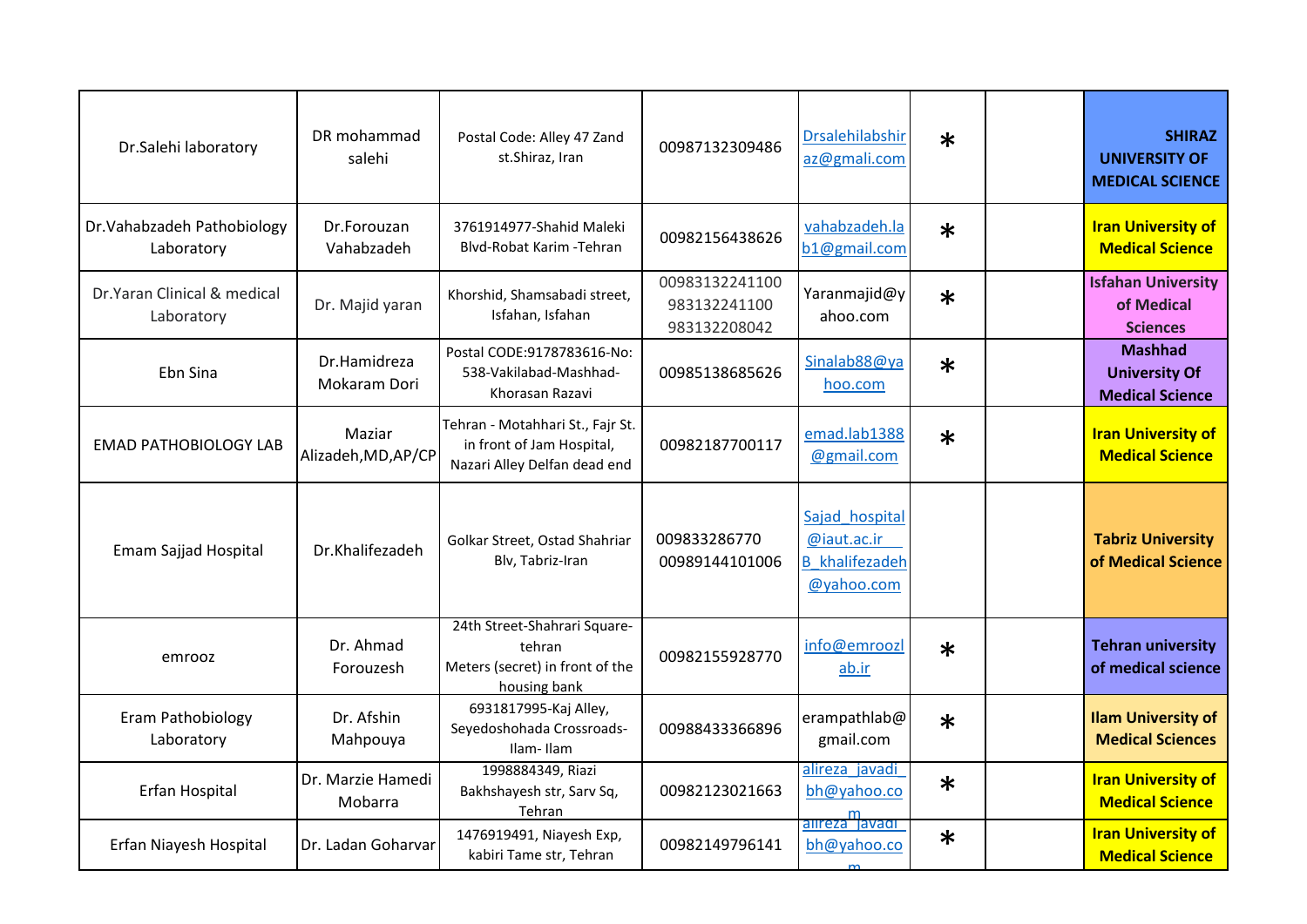| | | | | | | | |
|---|---|---|---|---|---|---|---|
| Dr.Salehi laboratory | DR mohammad salehi | Postal Code: Alley 47 Zand st.Shiraz, Iran | 00987132309486 | Drsalehilabshiraz@gmali.com | * | | **SHIRAZ UNIVERSITY OF MEDICAL SCIENCE** |
| Dr.Vahabzadeh Pathobiology Laboratory | Dr.Forouzan Vahabzadeh | 3761914977-Shahid Maleki Blvd-Robat Karim -Tehran | 00982156438626 | vahabzadeh.lab1@gmail.com | * | | **Iran University of Medical Science** |
| Dr.Yaran Clinical & medical Laboratory | Dr. Majid yaran | Khorshid, Shamsabadi street, Isfahan, Isfahan | 00983132241100 983132241100 983132208042 | Yaranmajid@yahoo.com | * | | **Isfahan University of Medical Sciences** |
| Ebn Sina | Dr.Hamidreza Mokaram Dori | Postal CODE:9178783616-No: 538-Vakilabad-Mashhad-Khorasan Razavi | 00985138685626 | Sinalab88@yahoo.com | * | | **Mashhad University Of Medical Science** |
| EMAD PATHOBIOLOGY LAB | Maziar Alizadeh,MD,AP/CP | Tehran - Motahhari St., Fajr St. in front of Jam Hospital, Nazari Alley Delfan dead end | 00982187700117 | emad.lab1388@gmail.com | * | | **Iran University of Medical Science** |
| Emam Sajjad Hospital | Dr.Khalifezadeh | Golkar Street, Ostad Shahriar Blv, Tabriz-Iran | 009833286770 00989144101006 | Sajad_hospital@iaut.ac.ir B_khalifezadeh@yahoo.com | | | **Tabriz University of Medical Science** |
| emrooz | Dr. Ahmad Forouzesh | 24th Street-Shahrari Square-tehran Meters (secret) in front of the housing bank | 00982155928770 | info@emroozlab.ir | * | | **Tehran university of medical science** |
| Eram Pathobiology Laboratory | Dr. Afshin Mahpouya | 6931817995-Kaj Alley, Seyedoshohada Crossroads-Ilam- Ilam | 00988433366896 | erampathlab@gmail.com | * | | **Ilam University of Medical Sciences** |
| Erfan Hospital | Dr. Marzie Hamedi Mobarra | 1998884349, Riazi Bakhshayesh str, Sarv Sq, Tehran | 00982123021663 | alireza_javadi_bh@yahoo.com | * | | **Iran University of Medical Science** |
| Erfan Niayesh Hospital | Dr. Ladan Goharvar | 1476919491, Niayesh Exp, kabiri Tame str, Tehran | 00982149796141 | alireza_javadi_bh@yahoo.com | * | | **Iran University of Medical Science** |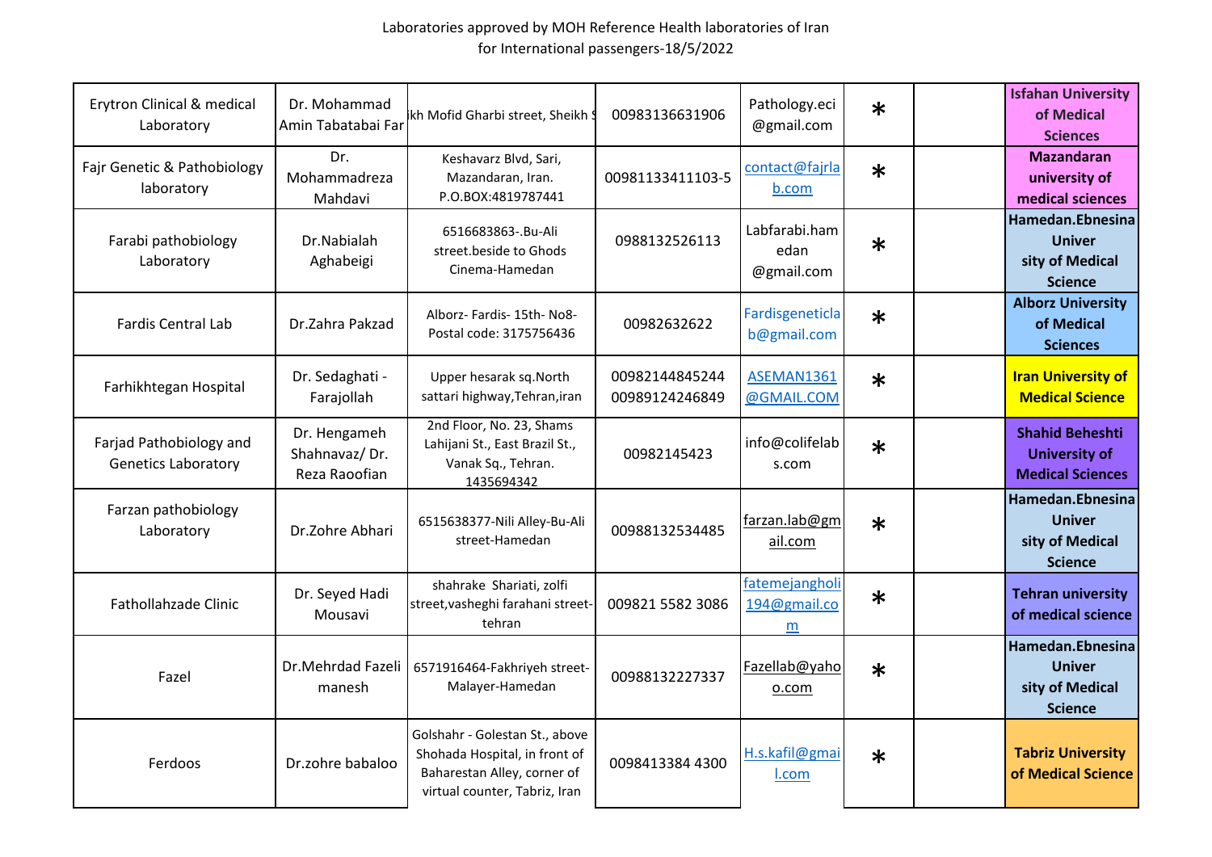Laboratories approved by MOH Reference Health laboratories of Iran
for International passengers-18/5/2022

| | | | | | | | |
|---|---|---|---|---|---|---|---|
| Erytron Clinical & medical Laboratory | Dr. Mohammad Amin Tabatabai Far | ikh Mofid Gharbi street, Sheikh S | 00983136631906 | Pathology.eci @gmail.com | * | | **Isfahan University of Medical Sciences** |
| Fajr Genetic & Pathobiology laboratory | Dr. Mohammadreza Mahdavi | Keshavarz Blvd, Sari, Mazandaran, Iran. P.O.BOX:4819787441 | 00981133411103-5 | contact@fajrlab.com | * | | **Mazandaran university of medical sciences** |
| Farabi pathobiology Laboratory | Dr.Nabialah Aghabeigi | 6516683863-.Bu-Ali street.beside to Ghods Cinema-Hamedan | 0988132526113 | Labfarabi.hamedan @gmail.com | * | | **Hamedan.Ebnesina Univer sity of Medical Science** |
| Fardis Central Lab | Dr.Zahra Pakzad | Alborz- Fardis- 15th- No8- Postal code: 3175756436 | 00982632622 | Fardisgeneticlab@gmail.com | * | | **Alborz University of Medical Sciences** |
| Farhikhtegan Hospital | Dr. Sedaghati - Farajollah | Upper hesarak sq.North sattari highway,Tehran,iran | 00982144845244 00989124246849 | ASEMAN1361 @GMAIL.COM | * | | **Iran University of Medical Science** |
| Farjad Pathobiology and Genetics Laboratory | Dr. Hengameh Shahnavaz/ Dr. Reza Raoofian | 2nd Floor, No. 23, Shams Lahijani St., East Brazil St., Vanak Sq., Tehran. 1435694342 | 00982145423 | info@colifelabs.com | * | | **Shahid Beheshti University of Medical Sciences** |
| Farzan pathobiology Laboratory | Dr.Zohre Abhari | 6515638377-Nili Alley-Bu-Ali street-Hamedan | 00988132534485 | farzan.lab@gmail.com | * | | **Hamedan.Ebnesina Univer sity of Medical Science** |
| Fathollahzade Clinic | Dr. Seyed Hadi Mousavi | shahrake Shariati, zolfi street,vasheghi farahani street-tehran | 009821 5582 3086 | fatemejangholi194@gmail.com | * | | **Tehran university of medical science** |
| Fazel | Dr.Mehrdad Fazeli manesh | 6571916464-Fakhriyeh street-Malayer-Hamedan | 00988132227337 | Fazellab@yahoo.com | * | | **Hamedan.Ebnesina Univer sity of Medical Science** |
| Ferdoos | Dr.zohre babaloo | Golshahr - Golestan St., above Shohada Hospital, in front of Baharestan Alley, corner of virtual counter, Tabriz, Iran | 0098413384 4300 | H.s.kafil@gmail.com | * | | **Tabriz University of Medical Science** |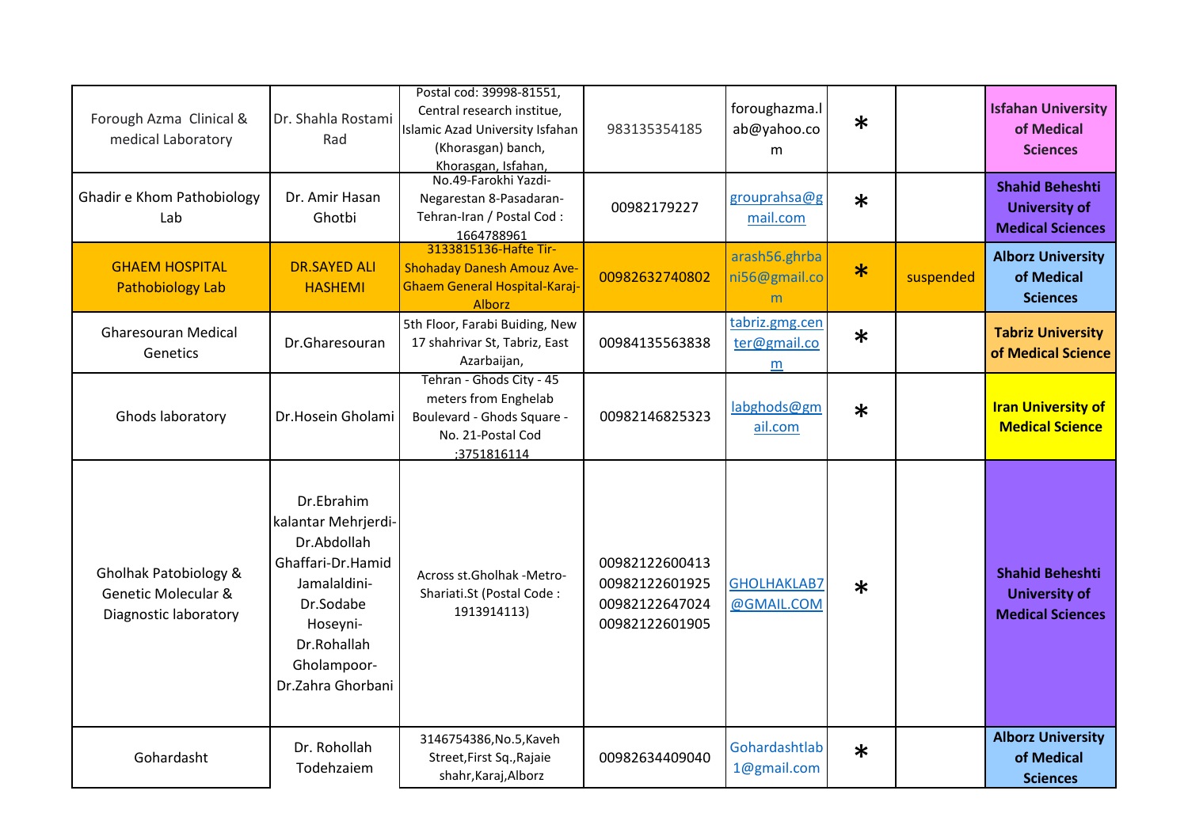| | | | | | | | |
|---|---|---|---|---|---|---|---|
| Forough Azma Clinical & medical Laboratory | Dr. Shahla Rostami Rad | Postal cod: 39998-81551, Central research institue, Islamic Azad University Isfahan (Khorasgan) banch, Khorasgan, Isfahan, | 983135354185 | foroughazma.lab@yahoo.com | * | | Isfahan University of Medical Sciences |
| Ghadir e Khom Pathobiology Lab | Dr. Amir Hasan Ghotbi | No.49-Farokhi Yazdi-Negarestan 8-Pasadaran-Tehran-Iran / Postal Cod : 1664788961 | 00982179227 | grouprahsa@gmail.com | * | | Shahid Beheshti University of Medical Sciences |
| GHAEM HOSPITAL Pathobiology Lab | DR.SAYED ALI HASHEMI | 3133815136-Hafte Tir-Shohaday Danesh Amouz Ave-Ghaem General Hospital-Karaj-Alborz | 00982632740802 | arash56.ghrbani56@gmail.com | * | suspended | Alborz University of Medical Sciences |
| Gharesouran Medical Genetics | Dr.Gharesouran | 5th Floor, Farabi Buiding, New 17 shahrivar St, Tabriz, East Azarbaijan, | 00984135563838 | tabriz.gmg.center@gmail.com | * | | Tabriz University of Medical Science |
| Ghods laboratory | Dr.Hosein Gholami | Tehran - Ghods City - 45 meters from Enghelab Boulevard - Ghods Square - No. 21-Postal Cod ;3751816114 | 00982146825323 | labghods@gmail.com | * | | Iran University of Medical Science |
| Gholhak Patobiology & Genetic Molecular & Diagnostic laboratory | Dr.Ebrahim kalantar Mehrjerdi-Dr.Abdollah Ghaffari-Dr.Hamid Jamalaldini-Dr.Sodabe Hoseyni-Dr.Rohallah Gholampoor-Dr.Zahra Ghorbani | Across st.Gholhak -Metro-Shariati.St (Postal Code : 1913914113) | 00982122600413 00982122601925 00982122647024 00982122601905 | GHOLHAKLAB7@GMAIL.COM | * | | Shahid Beheshti University of Medical Sciences |
| Gohardasht | Dr. Rohollah Todehzaiem | 3146754386,No.5,Kaveh Street,First Sq.,Rajaie shahr,Karaj,Alborz | 00982634409040 | Gohardashtlab1@gmail.com | * | | Alborz University of Medical Sciences |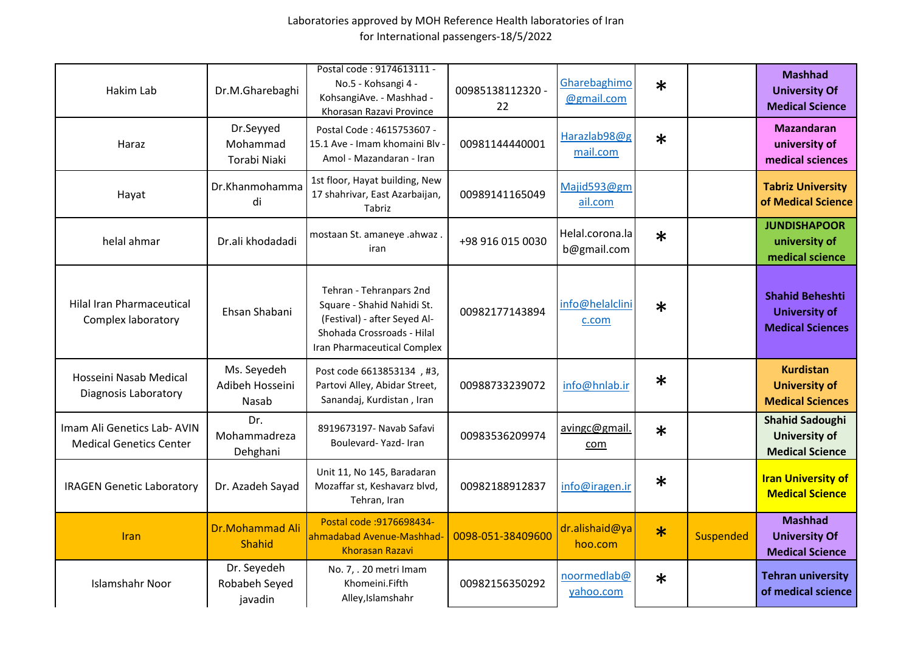Laboratories approved by MOH Reference Health laboratories of Iran
for International passengers-18/5/2022

| | | | | | | | |
|---|---|---|---|---|---|---|---|
| Hakim Lab | Dr.M.Gharebaghi | Postal code : 9174613111 - No.5 - Kohsangi 4 - KohsangiAve. - Mashhad - Khorasan Razavi Province | 00985138112320 - 22 | Gharebaghimo@gmail.com | * | | Mashhad University Of Medical Science |
| Haraz | Dr.Seyyed Mohammad Torabi Niaki | Postal Code : 4615753607 - 15.1 Ave - Imam khomaini Blv - Amol - Mazandaran - Iran | 00981144440001 | Harazlab98@gmail.com | * | | Mazandaran university of medical sciences |
| Hayat | Dr.Khanmohammadi | 1st floor, Hayat building, New 17 shahrivar, East Azarbaijan, Tabriz | 00989141165049 | Majid593@gmail.com | | | Tabriz University of Medical Science |
| helal ahmar | Dr.ali khodadadi | mostaan St. amaneye .ahwaz . iran | +98 916 015 0030 | Helal.corona.lab@gmail.com | * | | JUNDISHAPOOR university of medical science |
| Hilal Iran Pharmaceutical Complex laboratory | Ehsan Shabani | Tehran - Tehranpars 2nd Square - Shahid Nahidi St. (Festival) - after Seyed Al-Shohada Crossroads - Hilal Iran Pharmaceutical Complex | 00982177143894 | info@helalclinic.com | * | | Shahid Beheshti University of Medical Sciences |
| Hosseini Nasab Medical Diagnosis Laboratory | Ms. Seyedeh Adibeh Hosseini Nasab | Post code 6613853134 , #3, Partovi Alley, Abidar Street, Sanandaj, Kurdistan , Iran | 00988733239072 | info@hnlab.ir | * | | Kurdistan University of Medical Sciences |
| Imam Ali Genetics Lab- AVIN Medical Genetics Center | Dr. Mohammadreza Dehghani | 8919673197- Navab Safavi Boulevard- Yazd- Iran | 00983536209974 | avingc@gmail.com | * | | Shahid Sadoughi University of Medical Science |
| IRAGEN Genetic Laboratory | Dr. Azadeh Sayad | Unit 11, No 145, Baradaran Mozaffar st, Keshavarz blvd, Tehran, Iran | 00982188912837 | info@iragen.ir | * | | Iran University of Medical Science |
| Iran | Dr.Mohammad Ali Shahid | Postal code :9176698434- ahmadabad Avenue-Mashhad-Khorasan Razavi | 0098-051-38409600 | dr.alishaid@yahoo.com | * | Suspended | Mashhad University Of Medical Science |
| Islamshahr Noor | Dr. Seyedeh Robabeh Seyed javadin | No. 7, . 20 metri Imam Khomeini.Fifth Alley,Islamshahr | 00982156350292 | noormedlab@yahoo.com | * | | Tehran university of medical science |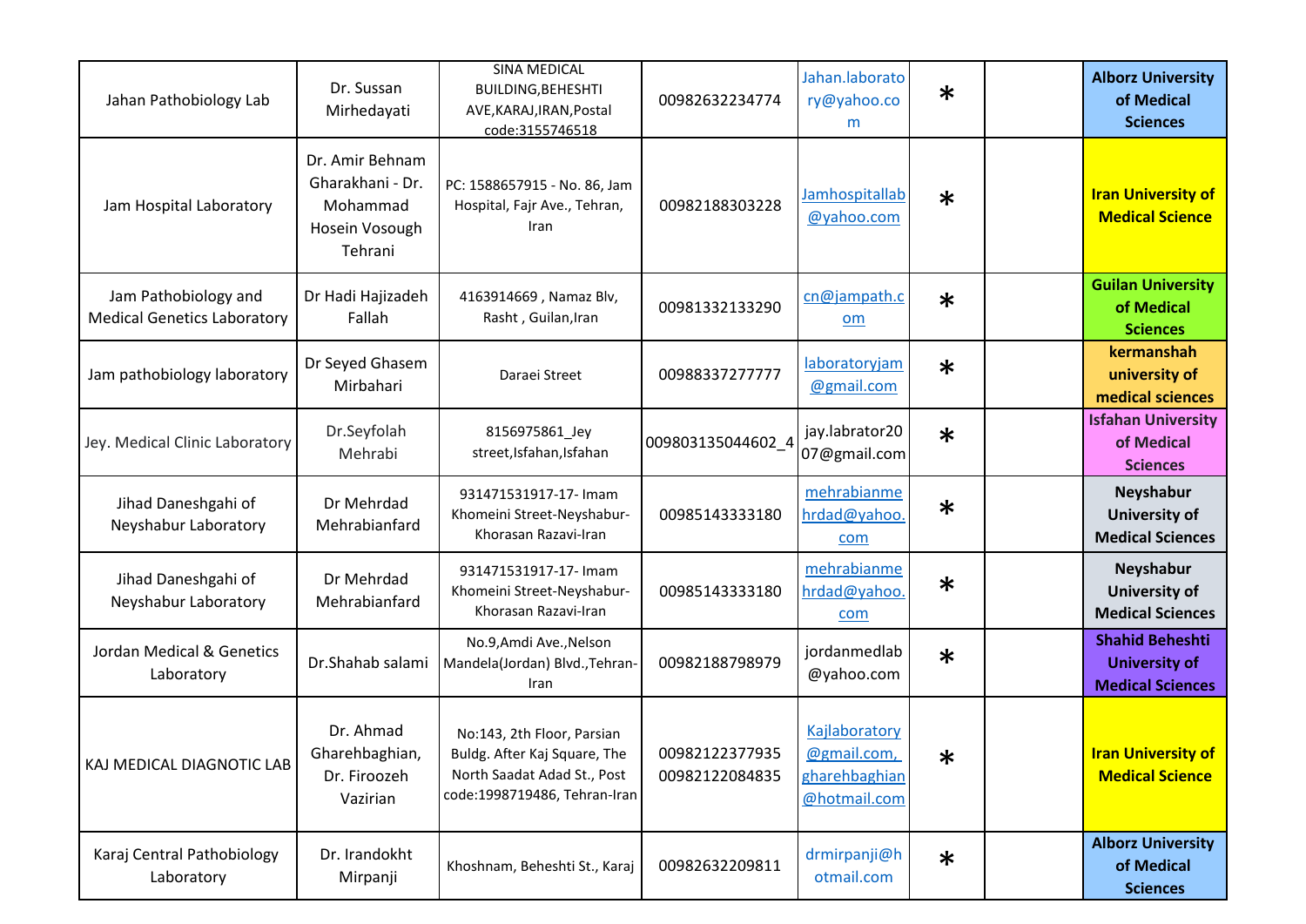| | | | | | | | |
|---|---|---|---|---|---|---|---|
| Jahan Pathobiology Lab | Dr. Sussan Mirhedayati | SINA MEDICAL BUILDING,BEHESHTI AVE,KARAJ,IRAN,Postal code:3155746518 | 00982632234774 | Jahan.laboratory@yahoo.com | * | | **Alborz University of Medical Sciences** |
| Jam Hospital Laboratory | Dr. Amir Behnam Gharakhani - Dr. Mohammad Hosein Vosough Tehrani | PC: 1588657915 - No. 86, Jam Hospital, Fajr Ave., Tehran, Iran | 00982188303228 | Jamhospitallab@yahoo.com | * | | **Iran University of Medical Science** |
| Jam Pathobiology and Medical Genetics Laboratory | Dr Hadi Hajizadeh Fallah | 4163914669 , Namaz Blv, Rasht , Guilan,Iran | 00981332133290 | cn@jampath.com | * | | **Guilan University of Medical Sciences** |
| Jam pathobiology laboratory | Dr Seyed Ghasem Mirbahari | Daraei Street | 00988337277777 | laboratoryjam@gmail.com | * | | **kermanshah university of medical sciences** |
| Jey. Medical Clinic Laboratory | Dr.Seyfolah Mehrabi | 8156975861_Jey street,Isfahan,Isfahan | 009803135044602_4 | jay.labrator2007@gmail.com | * | | **Isfahan University of Medical Sciences** |
| Jihad Daneshgahi of Neyshabur Laboratory | Dr Mehrdad Mehrabianfard | 931471531917-17- Imam Khomeini Street-Neyshabur-Khorasan Razavi-Iran | 00985143333180 | mehrabianmehrdad@yahoo.com | * | | **Neyshabur University of Medical Sciences** |
| Jihad Daneshgahi of Neyshabur Laboratory | Dr Mehrdad Mehrabianfard | 931471531917-17- Imam Khomeini Street-Neyshabur-Khorasan Razavi-Iran | 00985143333180 | mehrabianmehrdad@yahoo.com | * | | **Neyshabur University of Medical Sciences** |
| Jordan Medical & Genetics Laboratory | Dr.Shahab salami | No.9,Amdi Ave.,Nelson Mandela(Jordan) Blvd.,Tehran-Iran | 00982188798979 | jordanmedlab@yahoo.com | * | | **Shahid Beheshti University of Medical Sciences** |
| KAJ MEDICAL DIAGNOTIC LAB | Dr. Ahmad Gharehbaghian, Dr. Firoozeh Vazirian | No:143, 2th Floor, Parsian Buldg. After Kaj Square, The North Saadat Adad St., Post code:1998719486, Tehran-Iran | 00982122377935 00982122084835 | Kajlaboratory@gmail.com, gharehbaghian@hotmail.com | * | | **Iran University of Medical Science** |
| Karaj Central Pathobiology Laboratory | Dr. Irandokht Mirpanji | Khoshnam, Beheshti St., Karaj | 00982632209811 | drmirpanji@hotmail.com | * | | **Alborz University of Medical Sciences** |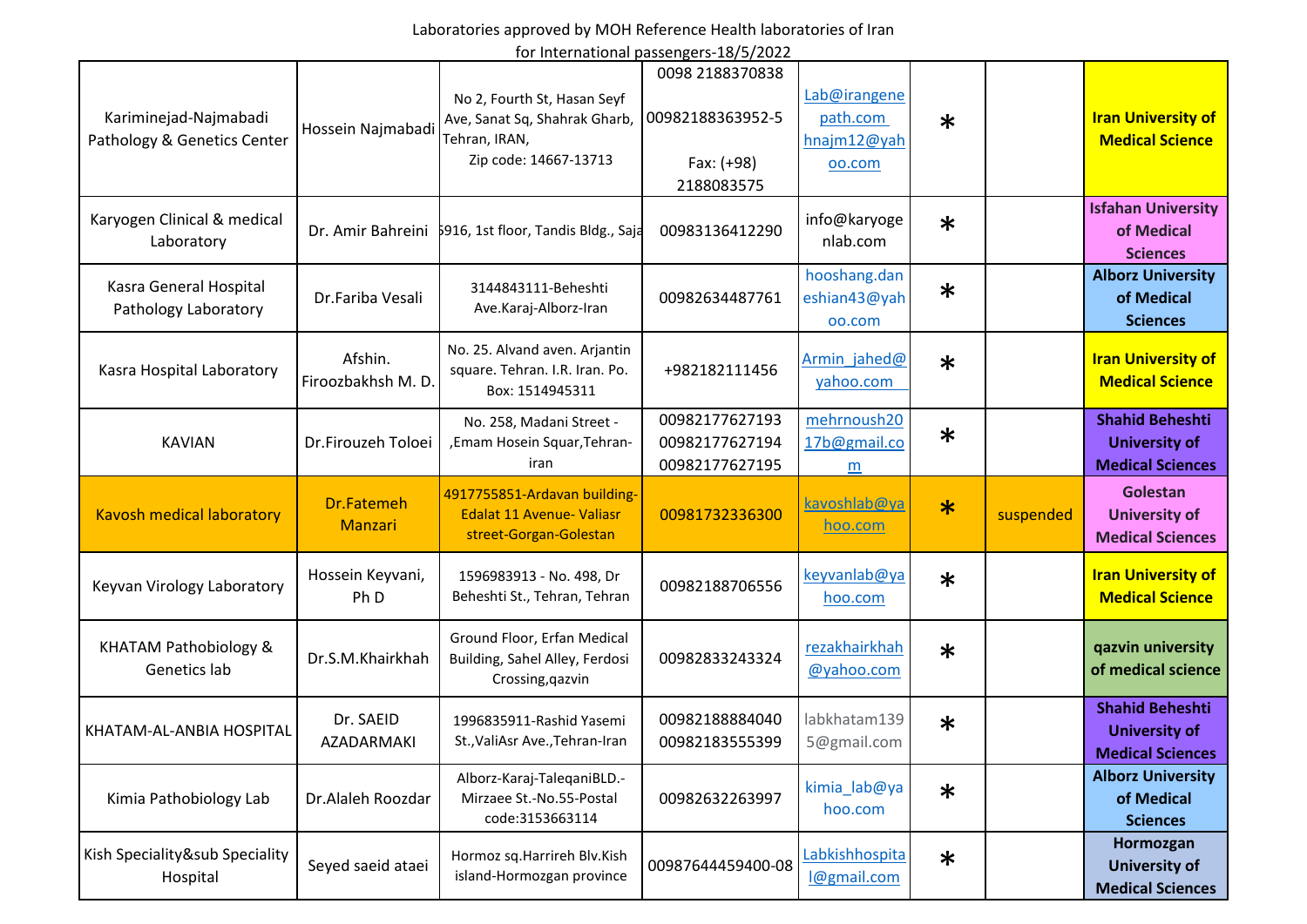Laboratories approved by MOH Reference Health laboratories of Iran for International passengers-18/5/2022

| | | | | | | | |
|---|---|---|---|---|---|---|---|
| Kariminejad-Najmabadi Pathology & Genetics Center | Hossein Najmabadi | No 2, Fourth St, Hasan Seyf Ave, Sanat Sq, Shahrak Gharb, Tehran, IRAN, Zip code: 14667-13713 | 0098 2188370838 00982188363952-5 Fax: (+98) 2188083575 | Lab@irangenepath.com hnajm12@yahoo.com | * | | Iran University of Medical Science |
| Karyogen Clinical & medical Laboratory | Dr. Amir Bahreini | 5916, 1st floor, Tandis Bldg., Saja | 00983136412290 | info@karyogenlab.com | * | | Isfahan University of Medical Sciences |
| Kasra General Hospital Pathology Laboratory | Dr.Fariba Vesali | 3144843111-Beheshti Ave.Karaj-Alborz-Iran | 00982634487761 | hooshang.daneshian43@yahoo.com | * | | Alborz University of Medical Sciences |
| Kasra Hospital Laboratory | Afshin. Firoozbakhsh M. D. | No. 25. Alvand aven. Arjantin square. Tehran. I.R. Iran. Po. Box: 1514945311 | +982182111456 | Armin_jahed@yahoo.com | * | | Iran University of Medical Science |
| KAVIAN | Dr.Firouzeh Toloei | No. 258, Madani Street - ,Emam Hosein Squar,Tehran-iran | 00982177627193 00982177627194 00982177627195 | mehrnoush2017b@gmail.com | * | | Shahid Beheshti University of Medical Sciences |
| Kavosh medical laboratory | Dr.Fatemeh Manzari | 4917755851-Ardavan building-Edalat 11 Avenue- Valiasr street-Gorgan-Golestan | 00981732336300 | kavoshlab@yahoo.com | * | suspended | Golestan University of Medical Sciences |
| Keyvan Virology Laboratory | Hossein Keyvani, Ph D | 1596983913 - No. 498, Dr Beheshti St., Tehran, Tehran | 00982188706556 | keyvanlab@yahoo.com | * | | Iran University of Medical Science |
| KHATAM Pathobiology & Genetics lab | Dr.S.M.Khairkhah | Ground Floor, Erfan Medical Building, Sahel Alley, Ferdosi Crossing,qazvin | 00982833243324 | rezakhairkhah@yahoo.com | * | | qazvin university of medical science |
| KHATAM-AL-ANBIA HOSPITAL | Dr. SAEID AZADARMAKI | 1996835911-Rashid Yasemi St.,ValiAsr Ave.,Tehran-Iran | 00982188884040 00982183555399 | labkhatam1395@gmail.com | * | | Shahid Beheshti University of Medical Sciences |
| Kimia Pathobiology Lab | Dr.Alaleh Roozdar | Alborz-Karaj-TaleqaniBLD.-Mirzaee St.-No.55-Postal code:3153663114 | 00982632263997 | kimia_lab@yahoo.com | * | | Alborz University of Medical Sciences |
| Kish Speciality&sub Speciality Hospital | Seyed saeid ataei | Hormoz sq.Harrireh Blv.Kish island-Hormozgan province | 00987644459400-08 | Labkishhospital@gmail.com | * | | Hormozgan University of Medical Sciences |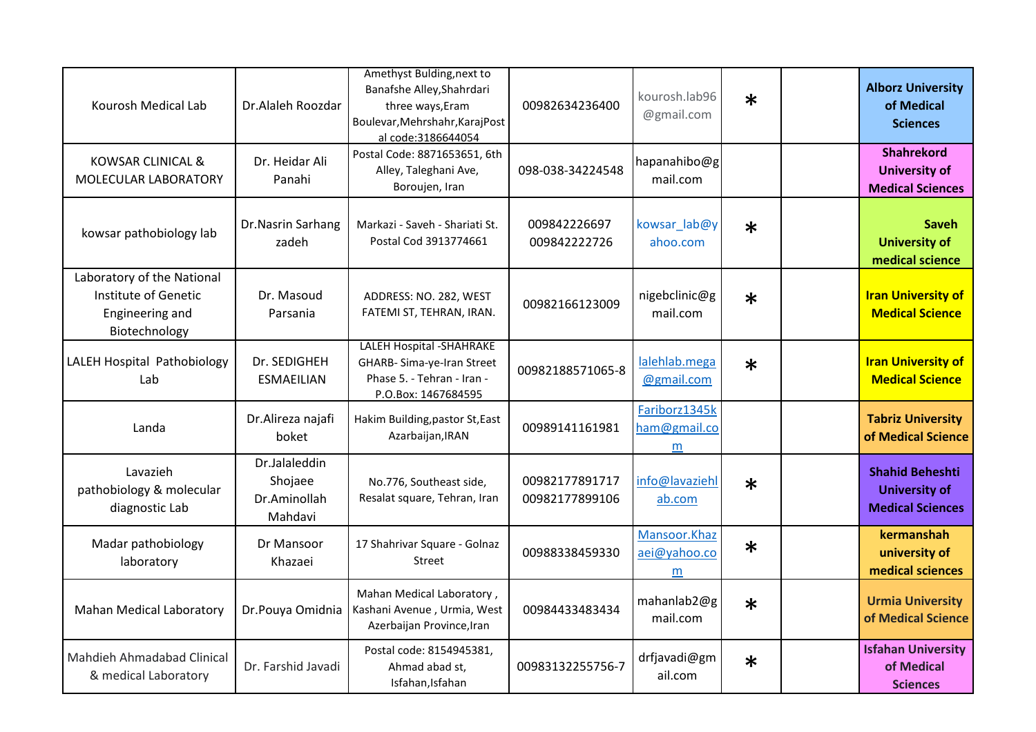| | | | | | | | |
|---|---|---|---|---|---|---|---|
| Kourosh Medical Lab | Dr.Alaleh Roozdar | Amethyst Bulding,next to Banafshe Alley,Shahrdari three ways,Eram Boulevar,Mehrshahr,KarajPostal code:3186644054 | 00982634236400 | kourosh.lab96@gmail.com | * | | Alborz University of Medical Sciences |
| KOWSAR CLINICAL & MOLECULAR LABORATORY | Dr. Heidar Ali Panahi | Postal Code: 8871653651, 6th Alley, Taleghani Ave, Boroujen, Iran | 098-038-34224548 | hapanahibo@gmail.com | | | Shahrekord University of Medical Sciences |
| kowsar pathobiology lab | Dr.Nasrin Sarhang zadeh | Markazi - Saveh - Shariati St. Postal Cod 3913774661 | 009842226697 009842222726 | kowsar_lab@yahoo.com | * | | Saveh University of medical science |
| Laboratory of the National Institute of Genetic Engineering and Biotechnology | Dr. Masoud Parsania | ADDRESS: NO. 282, WEST FATEMI ST, TEHRAN, IRAN. | 00982166123009 | nigebclinic@gmail.com | * | | Iran University of Medical Science |
| LALEH Hospital Pathobiology Lab | Dr. SEDIGHEH ESMAEILIAN | LALEH Hospital -SHAHRAKE GHARB- Sima-ye-Iran Street Phase 5. - Tehran - Iran - P.O.Box: 1467684595 | 00982188571065-8 | lalehlab.mega@gmail.com | * | | Iran University of Medical Science |
| Landa | Dr.Alireza najafi boket | Hakim Building,pastor St,East Azarbaijan,IRAN | 00989141161981 | Fariborz1345kham@gmail.com | | | Tabriz University of Medical Science |
| Lavazieh pathobiology & molecular diagnostic Lab | Dr.Jalaleddin Shojaee Dr.Aminollah Mahdavi | No.776, Southeast side, Resalat square, Tehran, Iran | 00982177891717 00982177899106 | info@lavaziehlab.com | * | | Shahid Beheshti University of Medical Sciences |
| Madar pathobiology laboratory | Dr Mansoor Khazaei | 17 Shahrivar Square - Golnaz Street | 00988338459330 | Mansoor.Khazaei@yahoo.com | * | | kermanshah university of medical sciences |
| Mahan Medical Laboratory | Dr.Pouya Omidnia | Mahan Medical Laboratory , Kashani Avenue , Urmia, West Azerbaijan Province,Iran | 00984433483434 | mahanlab2@gmail.com | * | | Urmia University of Medical Science |
| Mahdieh Ahmadabad Clinical & medical Laboratory | Dr. Farshid Javadi | Postal code: 8154945381, Ahmad abad st, Isfahan,Isfahan | 00983132255756-7 | drfjavadi@gmail.com | * | | Isfahan University of Medical Sciences |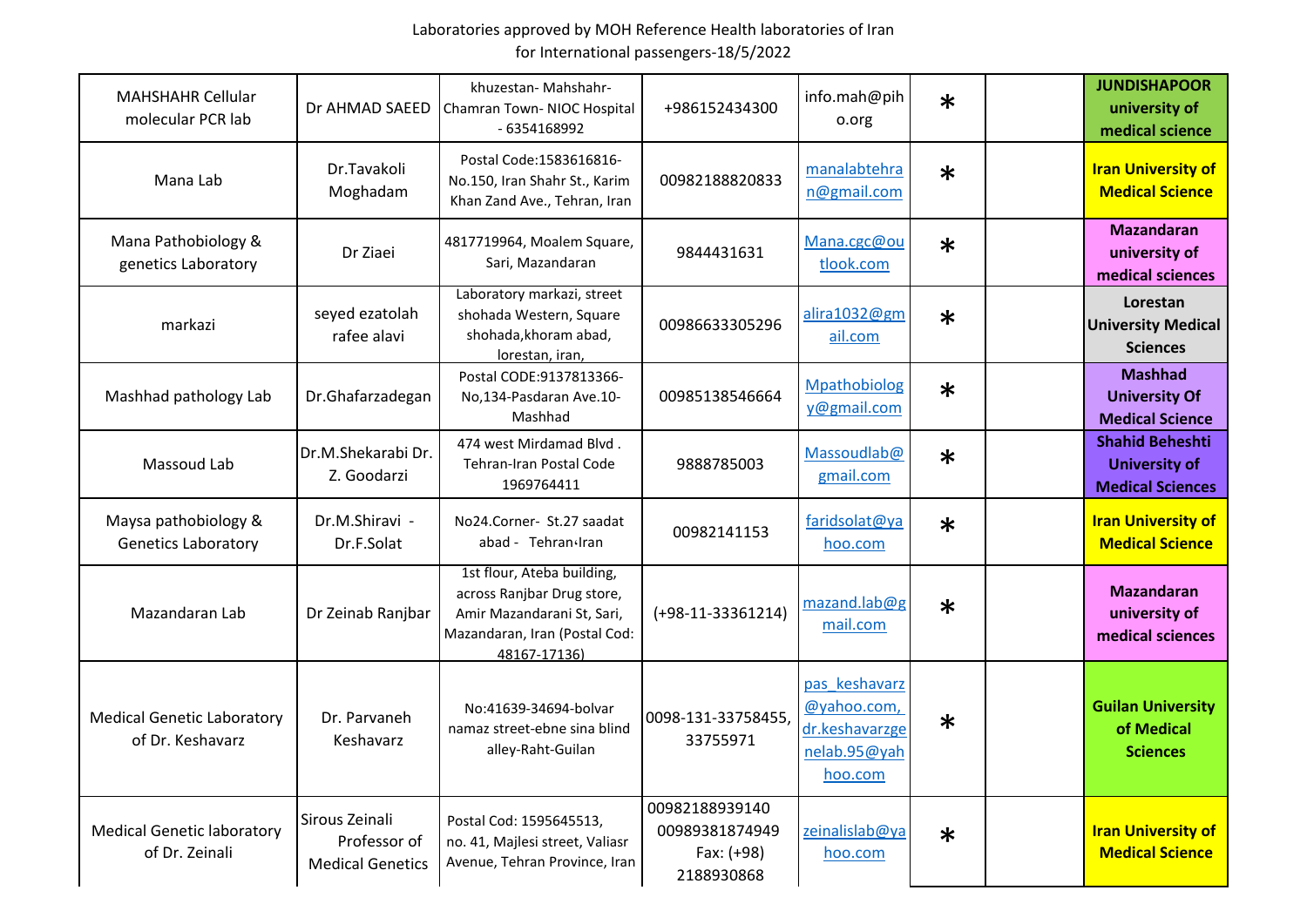Laboratories approved by MOH Reference Health laboratories of Iran
for International passengers-18/5/2022

| | | | | | | | |
|---|---|---|---|---|---|---|---|
| MAHSHAHR Cellular molecular PCR lab | Dr AHMAD SAEED | khuzestan- Mahshahr- Chamran Town- NIOC Hospital - 6354168992 | +986152434300 | info.mah@piho.org | * | | **JUNDISHAPOOR university of medical science** |
| Mana Lab | Dr.Tavakoli Moghadam | Postal Code:1583616816-No.150, Iran Shahr St., Karim Khan Zand Ave., Tehran, Iran | 00982188820833 | manalabtehran@gmail.com | * | | **Iran University of Medical Science** |
| Mana Pathobiology & genetics Laboratory | Dr Ziaei | 4817719964, Moalem Square, Sari, Mazandaran | 9844431631 | Mana.cgc@outlook.com | * | | **Mazandaran university of medical sciences** |
| markazi | seyed ezatolah rafee alavi | Laboratory markazi, street shohada Western, Square shohada,khoram abad, lorestan, iran, | 00986633305296 | alira1032@gmail.com | * | | **Lorestan University Medical Sciences** |
| Mashhad pathology Lab | Dr.Ghafarzadegan | Postal CODE:9137813366-No,134-Pasdaran Ave.10-Mashhad | 00985138546664 | Mpathobiology@gmail.com | * | | **Mashhad University Of Medical Science** |
| Massoud Lab | Dr.M.Shekarabi Dr. Z. Goodarzi | 474 west Mirdamad Blvd . Tehran-Iran Postal Code 1969764411 | 9888785003 | Massoudlab@gmail.com | * | | **Shahid Beheshti University of Medical Sciences** |
| Maysa pathobiology & Genetics Laboratory | Dr.M.Shiravi - Dr.F.Solat | No24.Corner- St.27 saadat abad - Tehran،Iran | 00982141153 | faridsolat@yahoo.com | * | | **Iran University of Medical Science** |
| Mazandaran Lab | Dr Zeinab Ranjbar | 1st flour, Ateba building, across Ranjbar Drug store, Amir Mazandarani St, Sari, Mazandaran, Iran (Postal Cod: 48167-17136) | (+98-11-33361214) | mazand.lab@gmail.com | * | | **Mazandaran university of medical sciences** |
| Medical Genetic Laboratory of Dr. Keshavarz | Dr. Parvaneh Keshavarz | No:41639-34694-bolvar namaz street-ebne sina blind alley-Raht-Guilan | 0098-131-33758455, 33755971 | pas_keshavarz@yahoo.com, dr.keshavarzgenelab.95@yahhoo.com | * | | **Guilan University of Medical Sciences** |
| Medical Genetic laboratory of Dr. Zeinali | Sirous Zeinali Professor of Medical Genetics | Postal Cod: 1595645513, no. 41, Majlesi street, Valiasr Avenue, Tehran Province, Iran | 00982188939140 00989381874949 Fax: (+98) 2188930868 | zeinalislab@yahoo.com | * | | **Iran University of Medical Science** |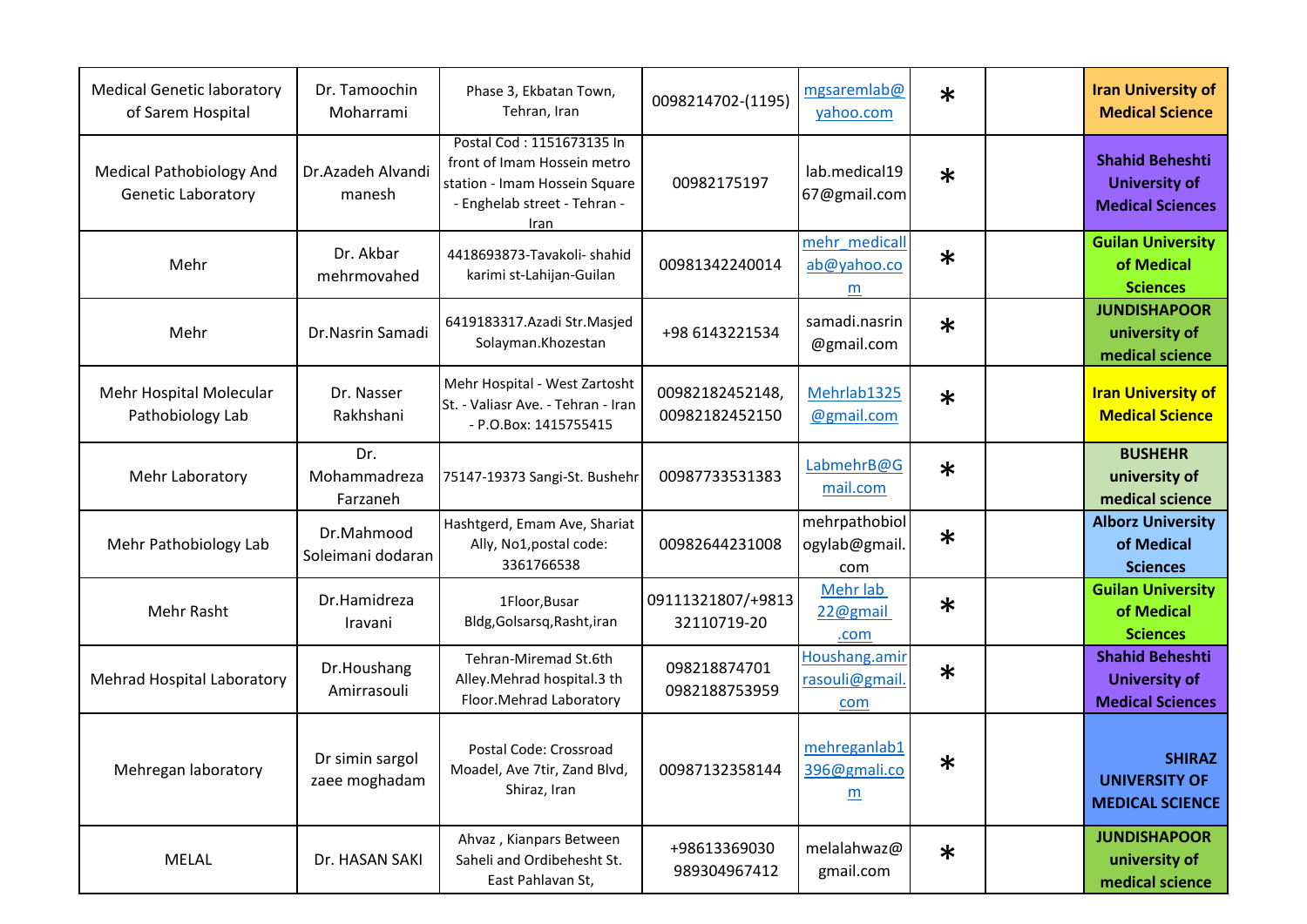| | | | | | | | |
|---|---|---|---|---|---|---|---|
| Medical Genetic laboratory of Sarem Hospital | Dr. Tamoochin Moharrami | Phase 3, Ekbatan Town, Tehran, Iran | 0098214702-(1195) | mgsaremlab@yahoo.com | * | | **Iran University of Medical Science** |
| Medical Pathobiology And Genetic Laboratory | Dr.Azadeh Alvandi manesh | Postal Cod : 1151673135 In front of Imam Hossein metro station - Imam Hossein Square - Enghelab street - Tehran - Iran | 00982175197 | lab.medical1967@gmail.com | * | | **Shahid Beheshti University of Medical Sciences** |
| Mehr | Dr. Akbar mehrmovahed | 4418693873-Tavakoli- shahid karimi st-Lahijan-Guilan | 00981342240014 | mehr_medicallab@yahoo.com | * | | **Guilan University of Medical Sciences** |
| Mehr | Dr.Nasrin Samadi | 6419183317.Azadi Str.Masjed Solayman.Khozestan | +98 6143221534 | samadi.nasrin@gmail.com | * | | **JUNDISHAPOOR university of medical science** |
| Mehr Hospital Molecular Pathobiology Lab | Dr. Nasser Rakhshani | Mehr Hospital - West Zartosht St. - Valiasr Ave. - Tehran - Iran - P.O.Box: 1415755415 | 00982182452148, 00982182452150 | Mehrlab1325@gmail.com | * | | **Iran University of Medical Science** |
| Mehr Laboratory | Dr. Mohammadreza Farzaneh | 75147-19373 Sangi-St. Bushehr | 00987733531383 | LabmehrB@Gmail.com | * | | **BUSHEHR university of medical science** |
| Mehr Pathobiology Lab | Dr.Mahmood Soleimani dodaran | Hashtgerd, Emam Ave, Shariat Ally, No1,postal code: 3361766538 | 00982644231008 | mehrpathobiologylab@gmail.com | * | | **Alborz University of Medical Sciences** |
| Mehr Rasht | Dr.Hamidreza Iravani | 1Floor,Busar Bldg,Golsarsq,Rasht,iran | 09111321807/+981332110719-20 | Mehr lab 22@gmail .com | * | | **Guilan University of Medical Sciences** |
| Mehrad Hospital Laboratory | Dr.Houshang Amirrasouli | Tehran-Miremad St.6th Alley.Mehrad hospital.3 th Floor.Mehrad Laboratory | 098218874701 0982188753959 | Houshang.amirrasouli@gmail.com | * | | **Shahid Beheshti University of Medical Sciences** |
| Mehregan laboratory | Dr simin sargol zaee moghadam | Postal Code: Crossroad Moadel, Ave 7tir, Zand Blvd, Shiraz, Iran | 00987132358144 | mehreganlab1396@gmali.com | * | | **SHIRAZ UNIVERSITY OF MEDICAL SCIENCE** |
| MELAL | Dr. HASAN SAKI | Ahvaz , Kianpars Between Saheli and Ordibehesht St. East Pahlavan St, | +98613369030 989304967412 | melalahwaz@gmail.com | * | | **JUNDISHAPOOR university of medical science** |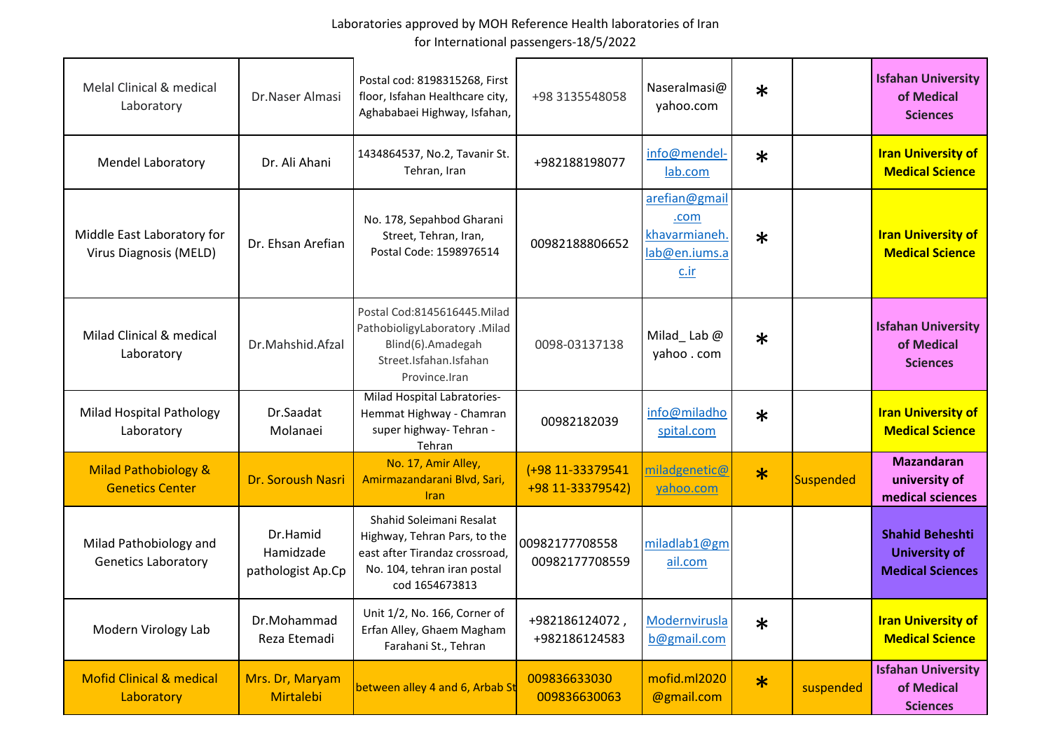Laboratories approved by MOH Reference Health laboratories of Iran
for International passengers-18/5/2022

| | | | | | | | |
|---|---|---|---|---|---|---|---|
| Melal Clinical & medical Laboratory | Dr.Naser Almasi | Postal cod: 8198315268, First floor, Isfahan Healthcare city, Aghababaei Highway, Isfahan, | +98 3135548058 | Naseralmasi@ yahoo.com | * | | Isfahan University of Medical Sciences |
| Mendel Laboratory | Dr. Ali Ahani | 1434864537, No.2, Tavanir St. Tehran, Iran | +982188198077 | info@mendel-lab.com | * | | Iran University of Medical Science |
| Middle East Laboratory for Virus Diagnosis (MELD) | Dr. Ehsan Arefian | No. 178, Sepahbod Gharani Street, Tehran, Iran, Postal Code: 1598976514 | 00982188806652 | arefian@gmail.com khavarmianeh.lab@en.iums.ac.ir | * | | Iran University of Medical Science |
| Milad Clinical & medical Laboratory | Dr.Mahshid.Afzal | Postal Cod:8145616445.Milad PathobioligyLaboratory .Milad Blind(6).Amadegah Street.Isfahan.Isfahan Province.Iran | 0098-03137138 | Milad_ Lab @ yahoo . com | * | | Isfahan University of Medical Sciences |
| Milad Hospital Pathology Laboratory | Dr.Saadat Molanaei | Milad Hospital Labratories- Hemmat Highway - Chamran super highway- Tehran - Tehran | 00982182039 | info@miladhospital.com | * | | Iran University of Medical Science |
| Milad Pathobiology & Genetics Center | Dr. Soroush Nasri | No. 17, Amir Alley, Amirmazandarani Blvd, Sari, Iran | (+98 11-33379541 +98 11-33379542) | miladgenetic@yahoo.com | * | Suspended | Mazandaran university of medical sciences |
| Milad Pathobiology and Genetics Laboratory | Dr.Hamid Hamidzade pathologist Ap.Cp | Shahid Soleimani Resalat Highway, Tehran Pars, to the east after Tirandaz crossroad, No. 104, tehran iran postal cod 1654673813 | 00982177708558 00982177708559 | miladlab1@gmail.com | | | Shahid Beheshti University of Medical Sciences |
| Modern Virology Lab | Dr.Mohammad Reza Etemadi | Unit 1/2, No. 166, Corner of Erfan Alley, Ghaem Magham Farahani St., Tehran | +982186124072 , +982186124583 | Modernviruslab@gmail.com | * | | Iran University of Medical Science |
| Mofid Clinical & medical Laboratory | Mrs. Dr, Maryam Mirtalebi | between alley 4 and 6, Arbab St | 009836633030 009836630063 | mofid.ml2020 @gmail.com | * | suspended | Isfahan University of Medical Sciences |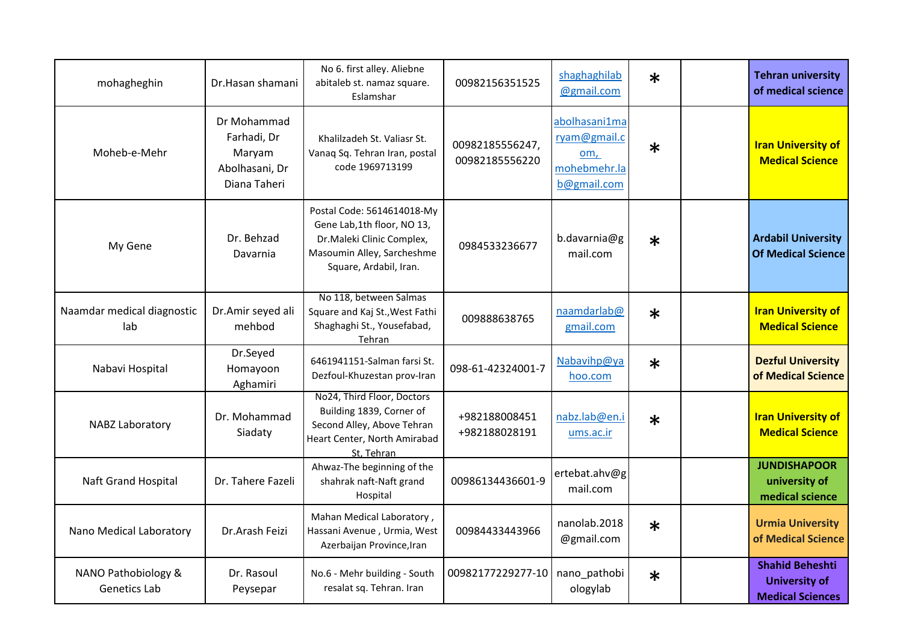| | | | | | | | |
|---|---|---|---|---|---|---|---|
| mohagheghin | Dr.Hasan shamani | No 6. first alley. Aliebne abitaleb st. namaz square. Eslamshar | 00982156351525 | shaghaghilab@gmail.com | * | | **Tehran university of medical science** |
| Moheb-e-Mehr | Dr Mohammad Farhadi, Dr Maryam Abolhasani, Dr Diana Taheri | Khalilzadeh St. Valiasr St. Vanaq Sq. Tehran Iran, postal code 1969713199 | 00982185556247, 00982185556220 | abolhasani1maryam@gmail.com, mohebmehr.lab@gmail.com | * | | **Iran University of Medical Science** |
| My Gene | Dr. Behzad Davarnia | Postal Code: 5614614018-My Gene Lab,1th floor, NO 13, Dr.Maleki Clinic Complex, Masoumin Alley, Sarcheshme Square, Ardabil, Iran. | 0984533236677 | b.davarnia@gmail.com | * | | **Ardabil University Of Medical Science** |
| Naamdar medical diagnostic lab | Dr.Amir seyed ali mehbod | No 118, between Salmas Square and Kaj St.,West Fathi Shaghaghi St., Yousefabad, Tehran | 009888638765 | naamdarlab@gmail.com | * | | **Iran University of Medical Science** |
| Nabavi Hospital | Dr.Seyed Homayoon Aghamiri | 6461941151-Salman farsi St. Dezfoul-Khuzestan prov-Iran | 098-61-42324001-7 | Nabavihp@yahoo.com | * | | **Dezful University of Medical Science** |
| NABZ Laboratory | Dr. Mohammad Siadaty | No24, Third Floor, Doctors Building 1839, Corner of Second Alley, Above Tehran Heart Center, North Amirabad St, Tehran | +982188008451 +982188028191 | nabz.lab@en.iums.ac.ir | * | | **Iran University of Medical Science** |
| Naft Grand Hospital | Dr. Tahere Fazeli | Ahwaz-The beginning of the shahrak naft-Naft grand Hospital | 00986134436601-9 | ertebat.ahv@gmail.com | | | **JUNDISHAPOOR university of medical science** |
| Nano Medical Laboratory | Dr.Arash Feizi | Mahan Medical Laboratory , Hassani Avenue , Urmia, West Azerbaijan Province,Iran | 00984433443966 | nanolab.2018@gmail.com | * | | **Urmia University of Medical Science** |
| NANO Pathobiology & Genetics Lab | Dr. Rasoul Peysepar | No.6 - Mehr building - South resalat sq. Tehran. Iran | 00982177229277-10 | nano_pathobiologylab | * | | **Shahid Beheshti University of Medical Sciences** |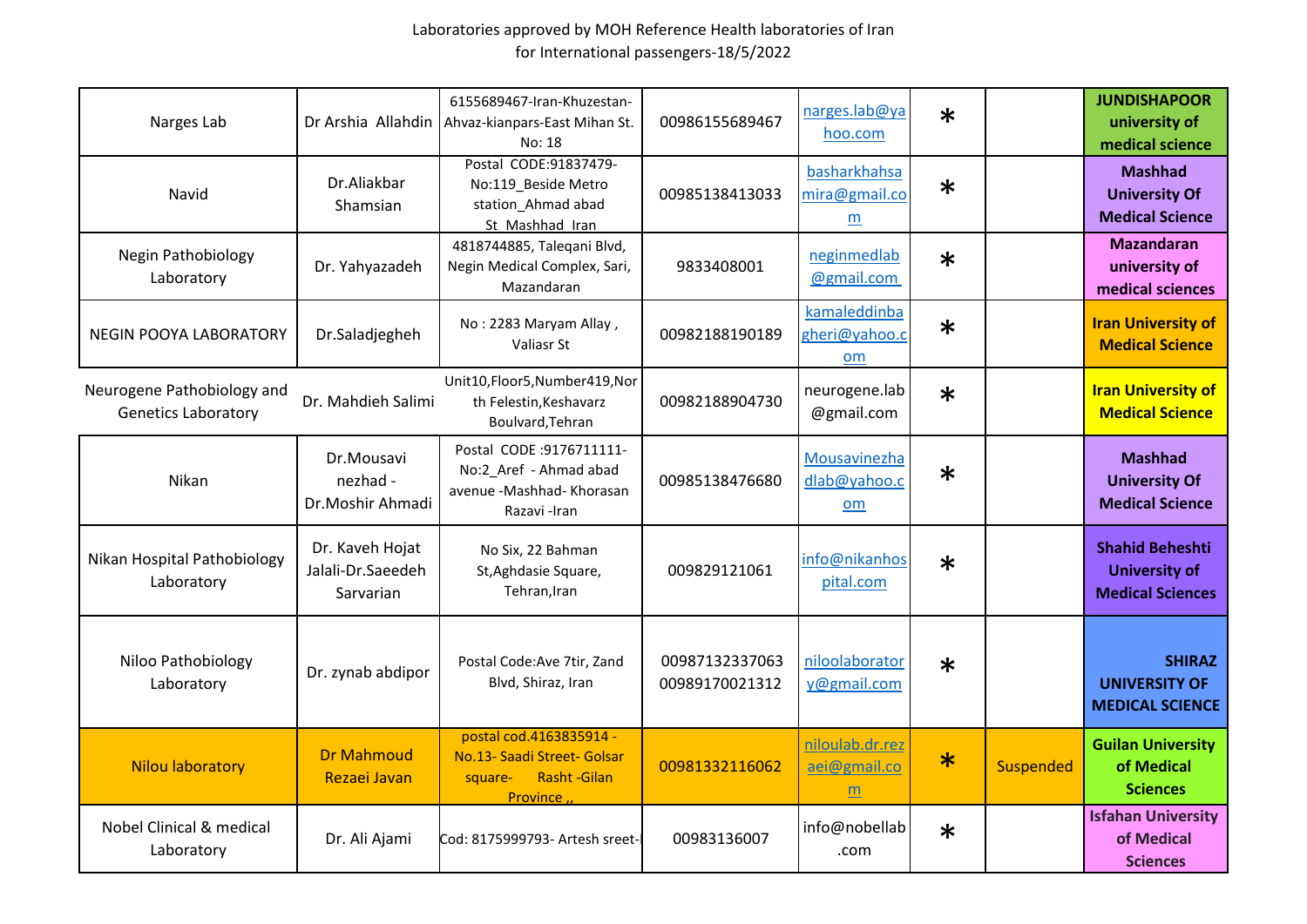Laboratories approved by MOH Reference Health laboratories of Iran
for International passengers-18/5/2022

| | | | | | | | |
|---|---|---|---|---|---|---|---|
| Narges Lab | Dr Arshia Allahdin | 6155689467-Iran-Khuzestan-Ahvaz-kianpars-East Mihan St. No: 18 | 00986155689467 | narges.lab@yahoo.com | * | | **JUNDISHAPOOR university of medical science** |
| Navid | Dr.Aliakbar Shamsian | Postal CODE:91837479-No:119_Beside Metro station_Ahmad abad St_Mashhad_Iran | 00985138413033 | basharkhahsamira@gmail.com | * | | **Mashhad University Of Medical Science** |
| Negin Pathobiology Laboratory | Dr. Yahyazadeh | 4818744885, Taleqani Blvd, Negin Medical Complex, Sari, Mazandaran | 9833408001 | neginmedlab@gmail.com | * | | **Mazandaran university of medical sciences** |
| NEGIN POOYA LABORATORY | Dr.Saladjegheh | No : 2283 Maryam Allay , Valiasr St | 00982188190189 | kamaleddinbagheri@yahoo.com | * | | **Iran University of Medical Science** |
| Neurogene Pathobiology and Genetics Laboratory | Dr. Mahdieh Salimi | Unit10,Floor5,Number419,North Felestin,Keshavarz Boulvard,Tehran | 00982188904730 | neurogene.lab@gmail.com | * | | **Iran University of Medical Science** |
| Nikan | Dr.Mousavi nezhad - Dr.Moshir Ahmadi | Postal CODE :9176711111-No:2_Aref - Ahmad abad avenue -Mashhad- Khorasan Razavi -Iran | 00985138476680 | Mousavinezhadlab@yahoo.com | * | | **Mashhad University Of Medical Science** |
| Nikan Hospital Pathobiology Laboratory | Dr. Kaveh Hojat Jalali-Dr.Saeedeh Sarvarian | No Six, 22 Bahman St,Aghdasie Square, Tehran,Iran | 009829121061 | info@nikanhospital.com | * | | **Shahid Beheshti University of Medical Sciences** |
| Niloo Pathobiology Laboratory | Dr. zynab abdipor | Postal Code:Ave 7tir, Zand Blvd, Shiraz, Iran | 00987132337063 00989170021312 | niloolaboratory@gmail.com | * | | **SHIRAZ UNIVERSITY OF MEDICAL SCIENCE** |
| Nilou laboratory | Dr Mahmoud Rezaei Javan | postal cod.4163835914 - No.13- Saadi Street- Golsar square- Rasht -Gilan Province ,, | 00981332116062 | niloulab.dr.rezaei@gmail.com | * | Suspended | **Guilan University of Medical Sciences** |
| Nobel Clinical & medical Laboratory | Dr. Ali Ajami | Cod: 8175999793- Artesh sreet- | 00983136007 | info@nobellab.com | * | | **Isfahan University of Medical Sciences** |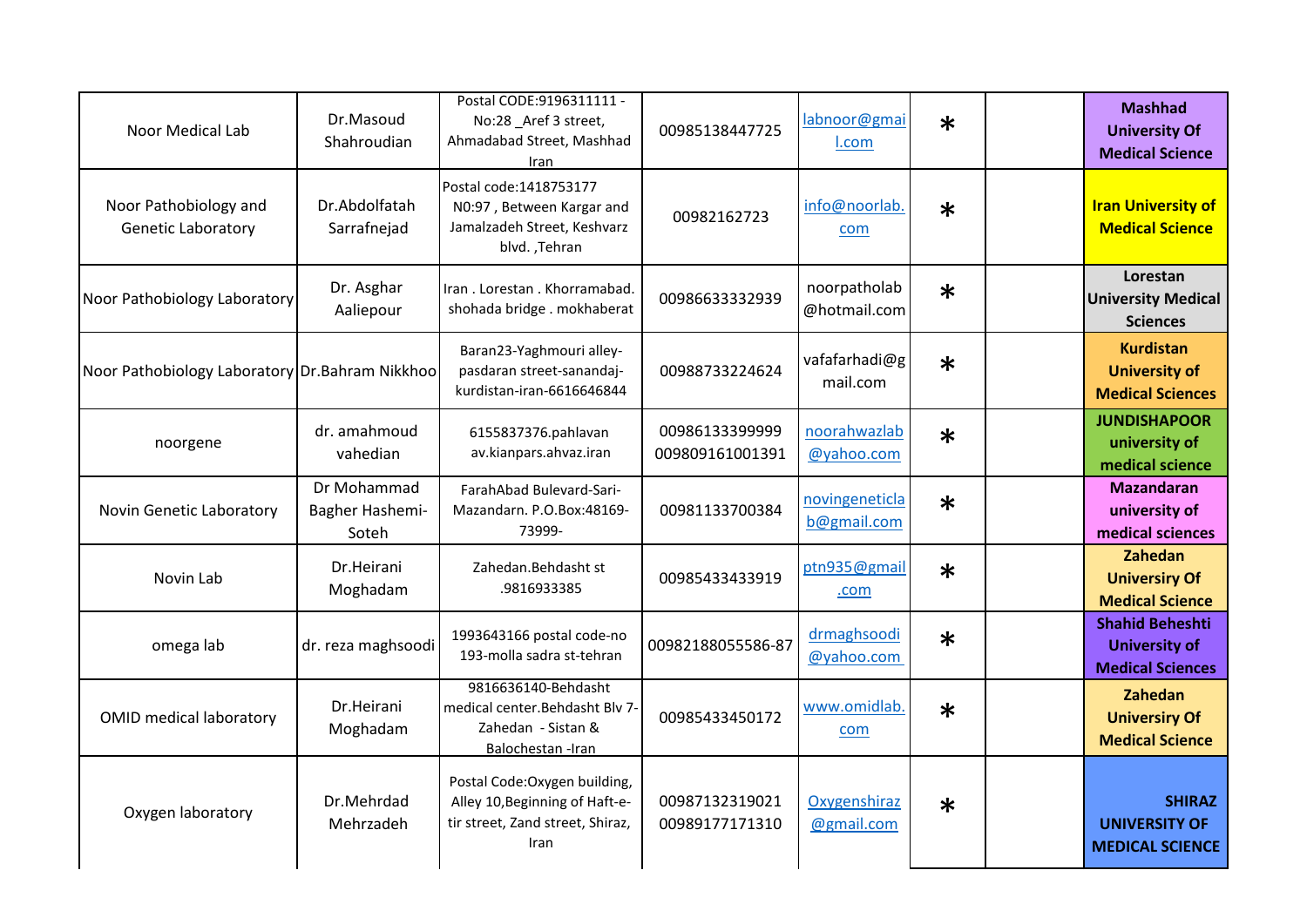| | | | | | | | |
|---|---|---|---|---|---|---|---|
| Noor Medical Lab | Dr.Masoud Shahroudian | Postal CODE:9196311111 - No:28 _Aref 3 street, Ahmadabad Street, Mashhad Iran | 00985138447725 | labnoor@gmail.com | * | | **Mashhad University Of Medical Science** |
| Noor Pathobiology and Genetic Laboratory | Dr.Abdolfatah Sarrafnejad | Postal code:1418753177 N0:97 , Between Kargar and Jamalzadeh Street, Keshvarz blvd. ,Tehran | 00982162723 | info@noorlab.com | * | | **Iran University of Medical Science** |
| Noor Pathobiology Laboratory | Dr. Asghar Aaliepour | Iran . Lorestan . Khorramabad. shohada bridge . mokhaberat | 00986633332939 | noorpatholab@hotmail.com | * | | **Lorestan University Medical Sciences** |
| Noor Pathobiology Laboratory | Dr.Bahram Nikkhoo | Baran23-Yaghmouri alley-pasdaran street-sanandaj-kurdistan-iran-6616646844 | 00988733224624 | vafafarhadi@gmail.com | * | | **Kurdistan University of Medical Sciences** |
| noorgene | dr. amahmoud vahedian | 6155837376.pahlavan av.kianpars.ahvaz.iran | 00986133399999 009809161001391 | noorahwazlab@yahoo.com | * | | **JUNDISHAPOOR university of medical science** |
| Novin Genetic Laboratory | Dr Mohammad Bagher Hashemi-Soteh | FarahAbad Bulevard-Sari-Mazandarn. P.O.Box:48169-73999- | 00981133700384 | novingeneticlab@gmail.com | * | | **Mazandaran university of medical sciences** |
| Novin Lab | Dr.Heirani Moghadam | Zahedan.Behdasht st .9816933385 | 00985433433919 | ptn935@gmail.com | * | | **Zahedan University Of Medical Science** |
| omega lab | dr. reza maghsoodi | 1993643166 postal code-no 193-molla sadra st-tehran | 00982188055586-87 | drmaghsoodi@yahoo.com | * | | **Shahid Beheshti University of Medical Sciences** |
| OMID medical laboratory | Dr.Heirani Moghadam | 9816636140-Behdasht medical center.Behdasht Blv 7-Zahedan - Sistan & Balochestan -Iran | 00985433450172 | www.omidlab.com | * | | **Zahedan University Of Medical Science** |
| Oxygen laboratory | Dr.Mehrdad Mehrzadeh | Postal Code:Oxygen building, Alley 10,Beginning of Haft-e-tir street, Zand street, Shiraz, Iran | 00987132319021 00989177171310 | Oxygenshiraz@gmail.com | * | | **SHIRAZ UNIVERSITY OF MEDICAL SCIENCE** |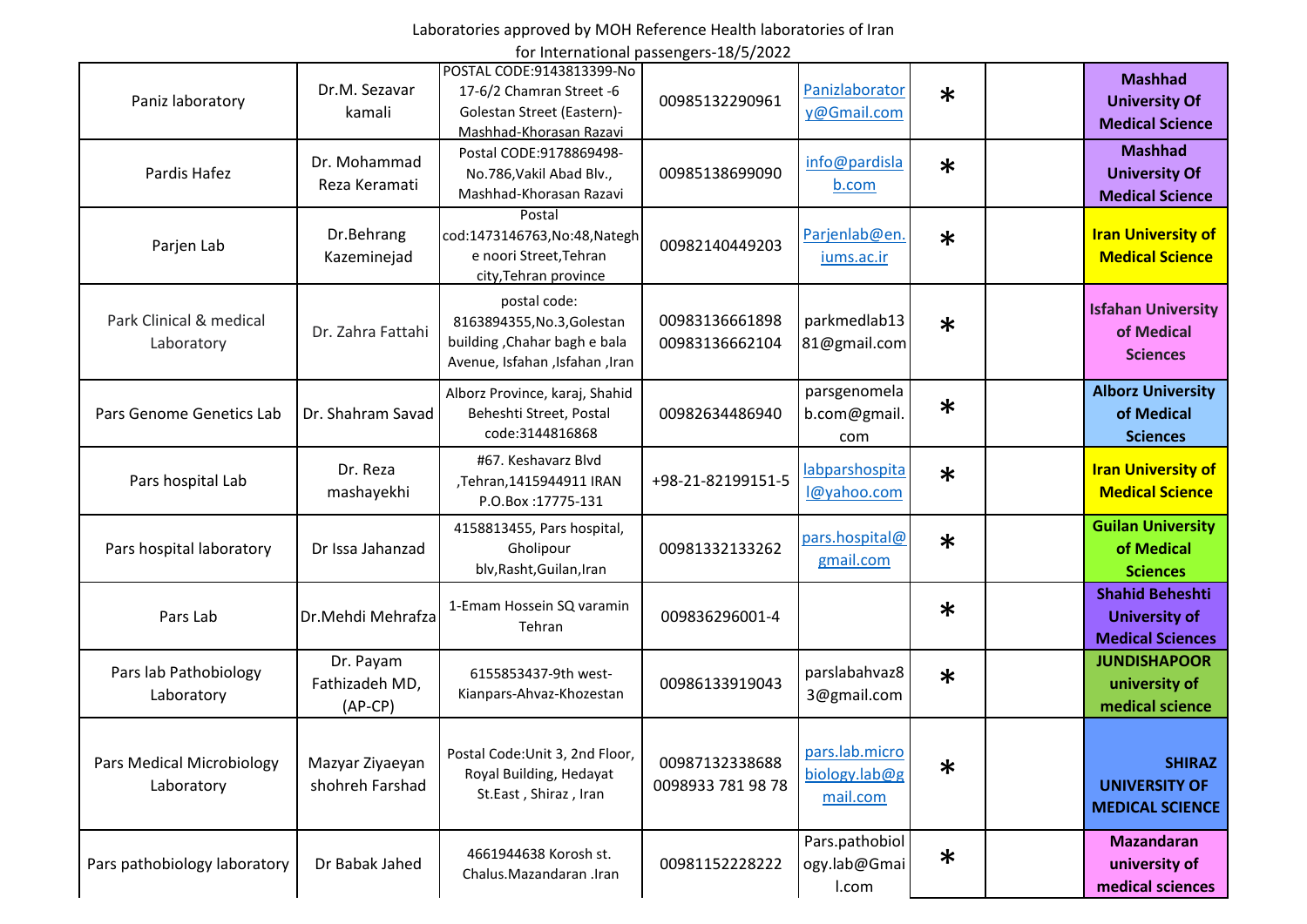Laboratories approved by MOH Reference Health laboratories of Iran
for International passengers-18/5/2022

| | | | | | | | |
|---|---|---|---|---|---|---|---|
| Paniz laboratory | Dr.M. Sezavar kamali | POSTAL CODE:9143813399-No 17-6/2 Chamran Street -6 Golestan Street (Eastern)-Mashhad-Khorasan Razavi | 00985132290961 | Panizlaboratory@Gmail.com | * | | **Mashhad University Of Medical Science** |
| Pardis Hafez | Dr. Mohammad Reza Keramati | Postal CODE:9178869498-No.786,Vakil Abad Blv., Mashhad-Khorasan Razavi | 00985138699090 | info@pardislab.com | * | | **Mashhad University Of Medical Science** |
| Parjen Lab | Dr.Behrang Kazeminejad | Postal cod:1473146763,No:48,Nateghe noori Street,Tehran city,Tehran province | 00982140449203 | Parjenlab@en.iums.ac.ir | * | | **Iran University of Medical Science** |
| Park Clinical & medical Laboratory | Dr. Zahra Fattahi | postal code: 8163894355,No.3,Golestan building ,Chahar bagh e bala Avenue, Isfahan ,Isfahan ,Iran | 00983136661898 00983136662104 | parkmedlab1381@gmail.com | * | | **Isfahan University of Medical Sciences** |
| Pars Genome Genetics Lab | Dr. Shahram Savad | Alborz Province, karaj, Shahid Beheshti Street, Postal code:3144816868 | 00982634486940 | parsgenomelab.com@gmail.com | * | | **Alborz University of Medical Sciences** |
| Pars hospital Lab | Dr. Reza mashayekhi | #67. Keshavarz Blvd ,Tehran,1415944911 IRAN P.O.Box :17775-131 | +98-21-82199151-5 | labparshospital@yahoo.com | * | | **Iran University of Medical Science** |
| Pars hospital laboratory | Dr Issa Jahanzad | 4158813455, Pars hospital, Gholipour blv,Rasht,Guilan,Iran | 00981332133262 | pars.hospital@gmail.com | * | | **Guilan University of Medical Sciences** |
| Pars Lab | Dr.Mehdi Mehrafza | 1-Emam Hossein SQ varamin Tehran | 009836296001-4 | | * | | **Shahid Beheshti University of Medical Sciences** |
| Pars lab Pathobiology Laboratory | Dr. Payam Fathizadeh MD, (AP-CP) | 6155853437-9th west-Kianpars-Ahvaz-Khozestan | 00986133919043 | parslabahvaz83@gmail.com | * | | **JUNDISHAPOOR university of medical science** |
| Pars Medical Microbiology Laboratory | Mazyar Ziyaeyan shohreh Farshad | Postal Code:Unit 3, 2nd Floor, Royal Building, Hedayat St.East , Shiraz , Iran | 00987132338688 0098933 781 98 78 | pars.lab.microbiology.lab@gmail.com | * | | **SHIRAZ UNIVERSITY OF MEDICAL SCIENCE** |
| Pars pathobiology laboratory | Dr Babak Jahed | 4661944638 Korosh st. Chalus.Mazandaran .Iran | 00981152228222 | Pars.pathobiology.lab@Gmail.com | * | | **Mazandaran university of medical sciences** |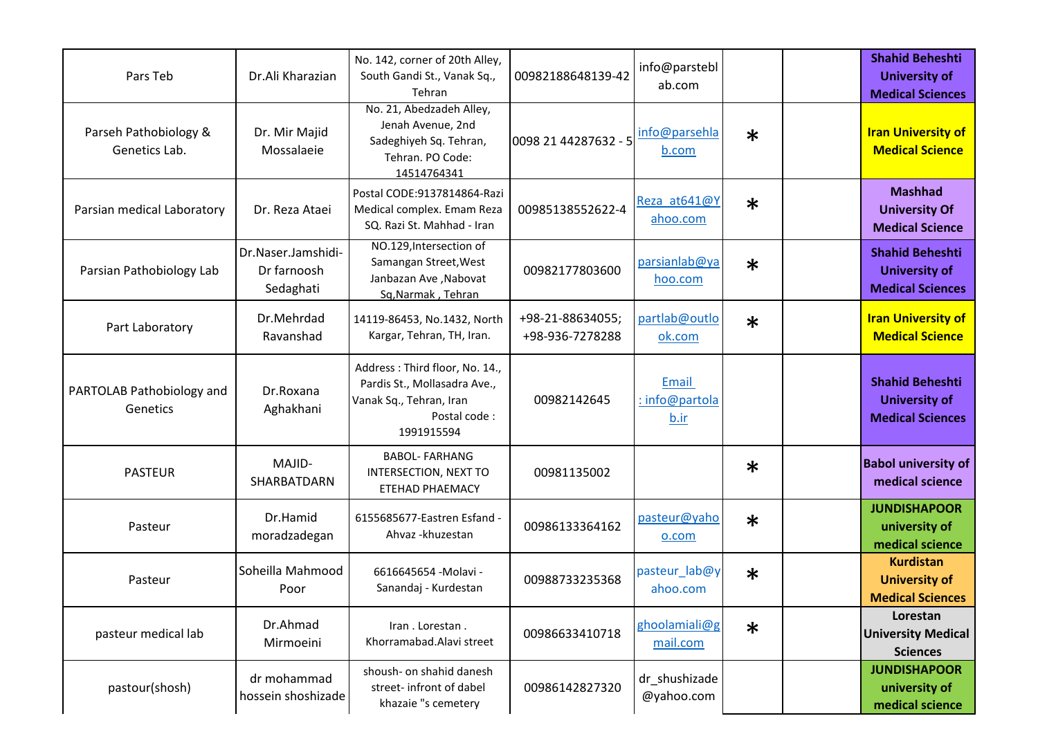| | | | | | | | |
|---|---|---|---|---|---|---|---|
| Pars Teb | Dr.Ali Kharazian | No. 142, corner of 20th Alley, South Gandi St., Vanak Sq., Tehran | 00982188648139-42 | info@parstebl ab.com | | | **Shahid Beheshti University of Medical Sciences** |
| Parseh Pathobiology & Genetics Lab. | Dr. Mir Majid Mossalaeie | No. 21, Abedzadeh Alley, Jenah Avenue, 2nd Sadeghiyeh Sq. Tehran, Tehran. PO Code: 14514764341 | 0098 21 44287632 - 5 | info@parsehla b.com | * | | **Iran University of Medical Science** |
| Parsian medical Laboratory | Dr. Reza Ataei | Postal CODE:9137814864-Razi Medical complex. Emam Reza SQ. Razi St. Mahhad - Iran | 00985138552622-4 | Reza_at641@Y ahoo.com | * | | **Mashhad University Of Medical Science** |
| Parsian Pathobiology Lab | Dr.Naser.Jamshidi-Dr farnoosh Sedaghati | NO.129,Intersection of Samangan Street,West Janbazan Ave ,Nabovat Sq,Narmak , Tehran | 00982177803600 | parsianlab@ya hoo.com | * | | **Shahid Beheshti University of Medical Sciences** |
| Part Laboratory | Dr.Mehrdad Ravanshad | 14119-86453, No.1432, North Kargar, Tehran, TH, Iran. | +98-21-88634055; +98-936-7278288 | partlab@outlo ok.com | * | | **Iran University of Medical Science** |
| PARTOLAB Pathobiology and Genetics | Dr.Roxana Aghakhani | Address : Third floor, No. 14., Pardis St., Mollasadra Ave., Vanak Sq., Tehran, Iran Postal code : 1991915594 | 00982142645 | Email : info@partola b.ir | | | **Shahid Beheshti University of Medical Sciences** |
| PASTEUR | MAJID-SHARBATDARN | BABOL- FARHANG INTERSECTION, NEXT TO ETEHAD PHAEMACY | 00981135002 | | * | | **Babol university of medical science** |
| Pasteur | Dr.Hamid moradzadegan | 6155685677-Eastren Esfand - Ahvaz -khuzestan | 00986133364162 | pasteur@yaho o.com | * | | **JUNDISHAPOOR university of medical science** |
| Pasteur | Soheilla Mahmood Poor | 6616645654 -Molavi - Sanandaj - Kurdestan | 00988733235368 | pasteur_lab@y ahoo.com | * | | **Kurdistan University of Medical Sciences** |
| pasteur medical lab | Dr.Ahmad Mirmoeini | Iran . Lorestan . Khorramabad.Alavi street | 00986633410718 | ghoolamiali@g mail.com | * | | **Lorestan University Medical Sciences** |
| pastour(shosh) | dr mohammad hossein shoshizade | shoush- on shahid danesh street- infront of dabel khazaie "s cemetery | 00986142827320 | dr_shushizade @yahoo.com | | | **JUNDISHAPOOR university of medical science** |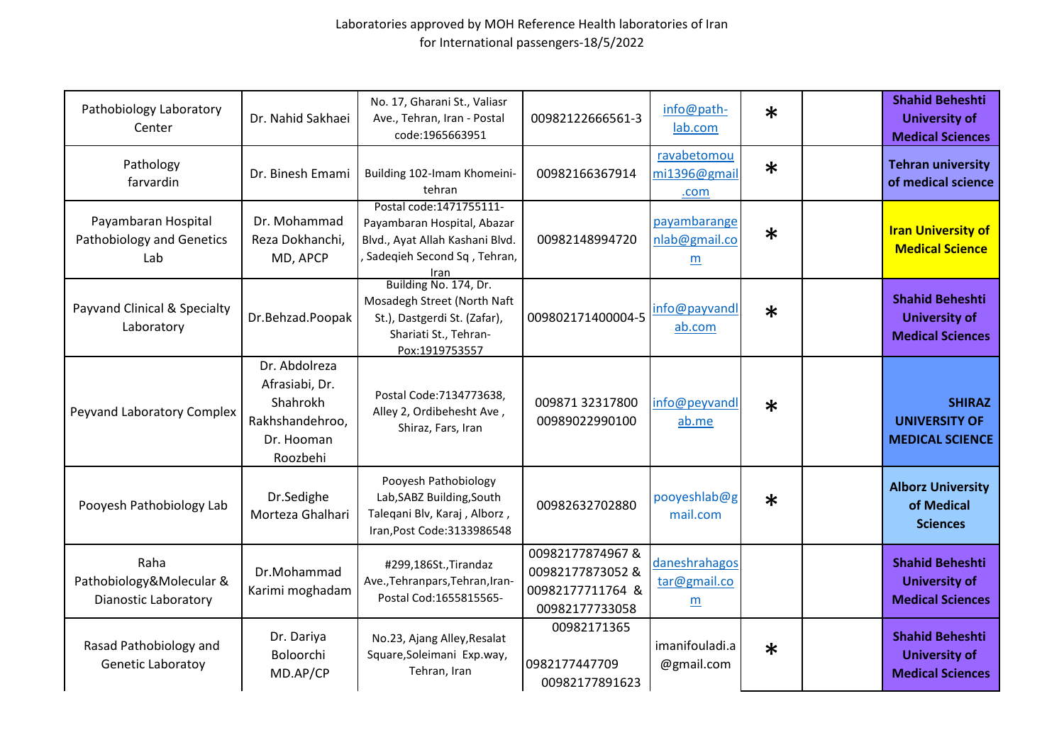Laboratories approved by MOH Reference Health laboratories of Iran
for International passengers-18/5/2022

| | | | | | | | |
|---|---|---|---|---|---|---|---|
| Pathobiology Laboratory Center | Dr. Nahid Sakhaei | No. 17, Gharani St., Valiasr Ave., Tehran, Iran - Postal code:1965663951 | 00982122666561-3 | info@path-lab.com | * | | **Shahid Beheshti University of Medical Sciences** |
| Pathology farvardin | Dr. Binesh Emami | Building 102-Imam Khomeini-tehran | 00982166367914 | ravabetomoumi1396@gmail.com | * | | **Tehran university of medical science** |
| Payambaran Hospital Pathobiology and Genetics Lab | Dr. Mohammad Reza Dokhanchi, MD, APCP | Postal code:1471755111-Payambaran Hospital, Abazar Blvd., Ayat Allah Kashani Blvd. , Sadeqieh Second Sq , Tehran, Iran | 00982148994720 | payambarangenlab@gmail.com | * | | **Iran University of Medical Science** |
| Payvand Clinical & Specialty Laboratory | Dr.Behzad.Poopak | Building No. 174, Dr. Mosadegh Street (North Naft St.), Dastgerdi St. (Zafar), Shariati St., Tehran-Pox:1919753557 | 009802171400004-5 | info@payvandlab.com | * | | **Shahid Beheshti University of Medical Sciences** |
| Peyvand Laboratory Complex | Dr. Abdolreza Afrasiabi, Dr. Shahrokh Rakhshandehroo, Dr. Hooman Roozbehi | Postal Code:7134773638, Alley 2, Ordibehesht Ave , Shiraz, Fars, Iran | 009871 32317800 00989022990100 | info@peyvandlab.me | * | | **SHIRAZ UNIVERSITY OF MEDICAL SCIENCE** |
| Pooyesh Pathobiology Lab | Dr.Sedighe Morteza Ghalhari | Pooyesh Pathobiology Lab,SABZ Building,South Taleqani Blv, Karaj , Alborz , Iran,Post Code:3133986548 | 00982632702880 | pooyeshlab@gmail.com | * | | **Alborz University of Medical Sciences** |
| Raha Pathobiology&Molecular & Dianostic Laboratory | Dr.Mohammad Karimi moghadam | #299,186St.,Tirandaz Ave.,Tehranpars,Tehran,Iran-Postal Cod:1655815565- | 00982177874967 & 00982177873052 & 00982177711764 & 00982177733058 | daneshrahagostar@gmail.com | | | **Shahid Beheshti University of Medical Sciences** |
| Rasad Pathobiology and Genetic Laboratoy | Dr. Dariya Boloorchi MD.AP/CP | No.23, Ajang Alley,Resalat Square,Soleimani Exp.way, Tehran, Iran | 00982171365 0982177447709 00982177891623 | imanifouladi.a@gmail.com | * | | **Shahid Beheshti University of Medical Sciences** |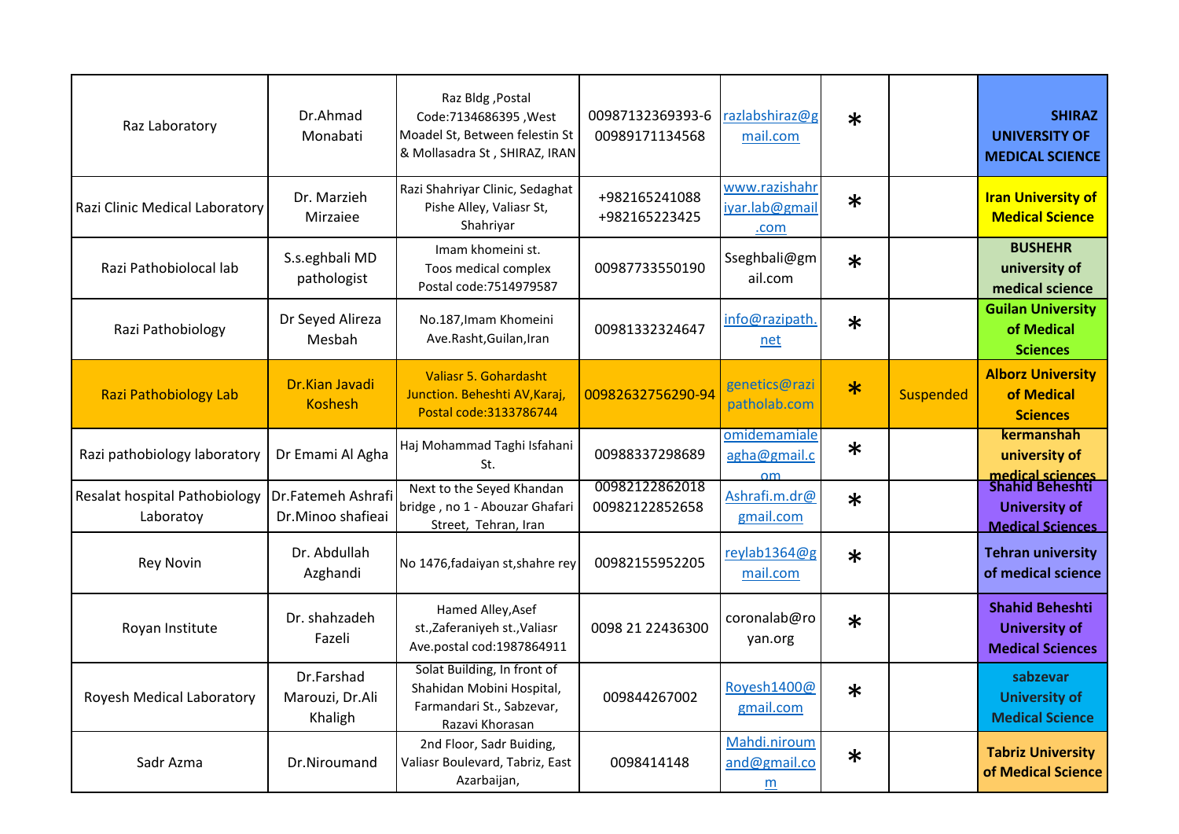| | | | | | | | |
|---|---|---|---|---|---|---|---|
| Raz Laboratory | Dr.Ahmad Monabati | Raz Bldg ,Postal Code:7134686395 ,West Moadel St, Between felestin St & Mollasadra St , SHIRAZ, IRAN | 00987132369393-6 00989171134568 | razlabshiraz@gmail.com | * | | **SHIRAZ UNIVERSITY OF MEDICAL SCIENCE** |
| Razi Clinic Medical Laboratory | Dr. Marzieh Mirzaiee | Razi Shahriyar Clinic, Sedaghat Pishe Alley, Valiasr St, Shahriyar | +982165241088 +982165223425 | www.razishahriyar.lab@gmail.com | * | | **Iran University of Medical Science** |
| Razi Pathobiolocal lab | S.s.eghbali MD pathologist | Imam khomeini st. Toos medical complex Postal code:7514979587 | 00987733550190 | Sseghbali@gmail.com | * | | **BUSHEHR university of medical science** |
| Razi Pathobiology | Dr Seyed Alireza Mesbah | No.187,Imam Khomeini Ave.Rasht,Guilan,Iran | 00981332324647 | info@razipath.net | * | | **Guilan University of Medical Sciences** |
| Razi Pathobiology Lab | Dr.Kian Javadi Koshesh | Valiasr 5. Gohardasht Junction. Beheshti AV,Karaj, Postal code:3133786744 | 00982632756290-94 | genetics@razipatholab.com | * | Suspended | **Alborz University of Medical Sciences** |
| Razi pathobiology laboratory | Dr Emami Al Agha | Haj Mohammad Taghi Isfahani St. | 00988337298689 | omidemamialeagha@gmail.com | * | | **kermanshah university of medical sciences** |
| Resalat hospital Pathobiology Laboratoy | Dr.Fatemeh Ashrafi Dr.Minoo shafieai | Next to the Seyed Khandan bridge , no 1 - Abouzar Ghafari Street, Tehran, Iran | 00982122862018 00982122852658 | Ashrafi.m.dr@gmail.com | * | | **Shahid Beheshti University of Medical Sciences** |
| Rey Novin | Dr. Abdullah Azghandi | No 1476,fadaiyan st,shahre rey | 00982155952205 | reylab1364@gmail.com | * | | **Tehran university of medical science** |
| Royan Institute | Dr. shahzadeh Fazeli | Hamed Alley,Asef st.,Zaferaniyeh st.,Valiasr Ave.postal cod:1987864911 | 0098 21 22436300 | coronalab@royan.org | * | | **Shahid Beheshti University of Medical Sciences** |
| Royesh Medical Laboratory | Dr.Farshad Marouzi, Dr.Ali Khaligh | Solat Building, In front of Shahidan Mobini Hospital, Farmandari St., Sabzevar, Razavi Khorasan | 009844267002 | Royesh1400@gmail.com | * | | **sabzevar University of Medical Science** |
| Sadr Azma | Dr.Niroumand | 2nd Floor, Sadr Buiding, Valiasr Boulevard, Tabriz, East Azarbaijan, | 0098414148 | Mahdi.niroumand@gmail.com | * | | **Tabriz University of Medical Science** |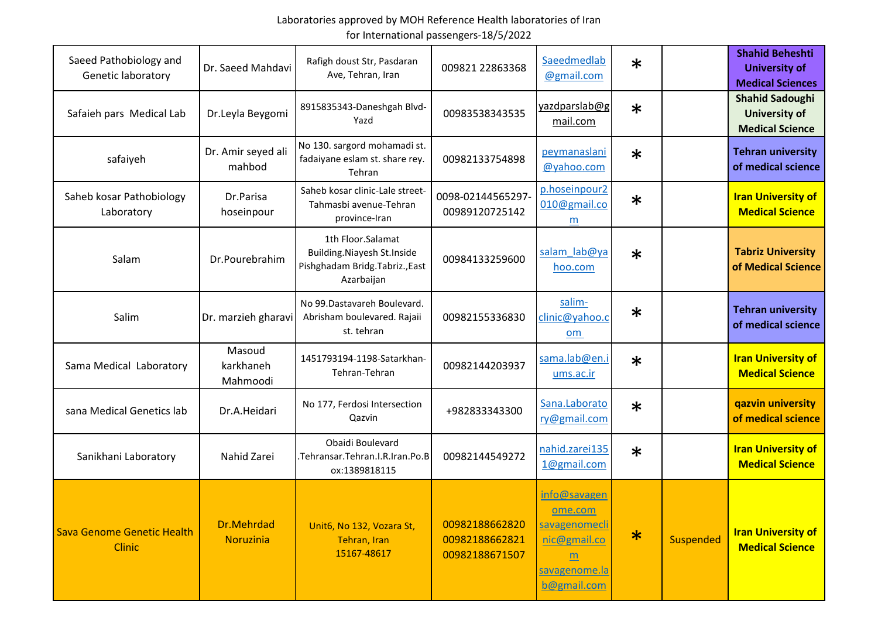Laboratories approved by MOH Reference Health laboratories of Iran
for International passengers-18/5/2022

| | | | | | | | |
|---|---|---|---|---|---|---|---|
| Saeed Pathobiology and Genetic laboratory | Dr. Saeed Mahdavi | Rafigh doust Str, Pasdaran Ave, Tehran, Iran | 009821 22863368 | Saeedmedlab@gmail.com | * | | Shahid Beheshti University of Medical Sciences |
| Safaieh pars Medical Lab | Dr.Leyla Beygomi | 8915835343-Daneshgah Blvd-Yazd | 00983538343535 | yazdparslab@gmail.com | * | | Shahid Sadoughi University of Medical Science |
| safaiyeh | Dr. Amir seyed ali mahbod | No 130. sargord mohamadi st. fadaiyane eslam st. share rey. Tehran | 00982133754898 | peymanaslani@yahoo.com | * | | Tehran university of medical science |
| Saheb kosar Pathobiology Laboratory | Dr.Parisa hoseinpour | Saheb kosar clinic-Lale street-Tahmasbi avenue-Tehran province-Iran | 0098-02144565297-00989120725142 | p.hoseinpour2010@gmail.com | * | | Iran University of Medical Science |
| Salam | Dr.Pourebrahim | 1th Floor.Salamat Building.Niayesh St.Inside Pishghadam Bridg.Tabriz.,East Azarbaijan | 00984133259600 | salam_lab@yahoo.com | * | | Tabriz University of Medical Science |
| Salim | Dr. marzieh gharavi | No 99.Dastavareh Boulevard. Abrisham boulevared. Rajaii st. tehran | 00982155336830 | salim-clinic@yahoo.com | * | | Tehran university of medical science |
| Sama Medical Laboratory | Masoud karkhaneh Mahmoodi | 1451793194-1198-Satarkhan-Tehran-Tehran | 00982144203937 | sama.lab@en.iums.ac.ir | * | | Iran University of Medical Science |
| sana Medical Genetics lab | Dr.A.Heidari | No 177, Ferdosi Intersection Qazvin | +982833343300 | Sana.Laboratory@gmail.com | * | | qazvin university of medical science |
| Sanikhani Laboratory | Nahid Zarei | Obaidi Boulevard .Tehransar.Tehran.I.R.Iran.Po.Box:1389818115 | 00982144549272 | nahid.zarei1351@gmail.com | * | | Iran University of Medical Science |
| Sava Genome Genetic Health Clinic | Dr.Mehrdad Noruzinia | Unit6, No 132, Vozara St, Tehran, Iran 15167-48617 | 00982188662820 00982188662821 00982188671507 | info@savagenome.com savagenomeclinic@gmail.com savagenome.lab@gmail.com | * | Suspended | Iran University of Medical Science |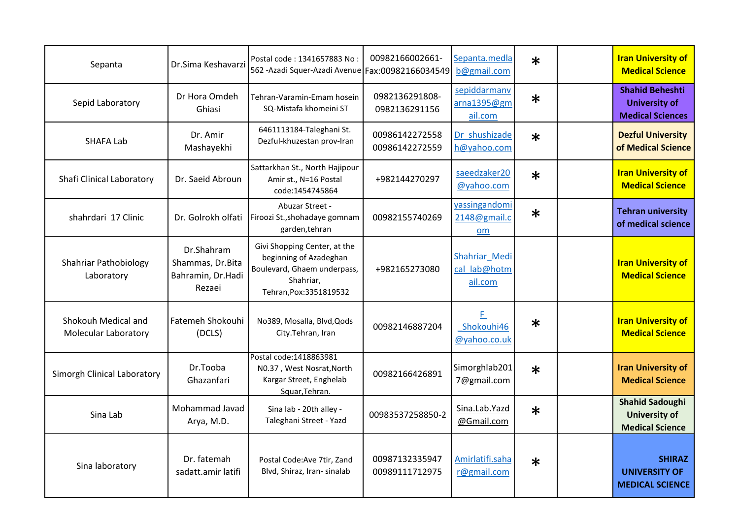| | | | | | | | |
|---|---|---|---|---|---|---|---|
| Sepanta | Dr.Sima Keshavarzi | Postal code : 1341657883 No : 562 -Azadi Squer-Azadi Avenue | 00982166002661- Fax:00982166034549 | Sepanta.medlab@gmail.com | * | | **Iran University of Medical Science** |
| Sepid Laboratory | Dr Hora Omdeh Ghiasi | Tehran-Varamin-Emam hosein SQ-Mistafa khomeini ST | 0982136291808- 0982136291156 | sepiddarmanvarna1395@gmail.com | * | | **Shahid Beheshti University of Medical Sciences** |
| SHAFA Lab | Dr. Amir Mashayekhi | 6461113184-Taleghani St. Dezful-khuzestan prov-Iran | 00986142272558 00986142272559 | Dr_shushizadeh@yahoo.com | * | | **Dezful University of Medical Science** |
| Shafi Clinical Laboratory | Dr. Saeid Abroun | Sattarkhan St., North Hajipour Amir st., N=16 Postal code:1454745864 | +982144270297 | saeedzaker20@yahoo.com | * | | **Iran University of Medical Science** |
| shahrdari 17 Clinic | Dr. Golrokh olfati | Abuzar Street - Firoozi St.,shohadaye gomnam garden,tehran | 00982155740269 | yassingandomi2148@gmail.com | * | | **Tehran university of medical science** |
| Shahriar Pathobiology Laboratory | Dr.Shahram Shammas, Dr.Bita Bahramin, Dr.Hadi Rezaei | Givi Shopping Center, at the beginning of Azadeghan Boulevard, Ghaem underpass, Shahriar, Tehran,Pox:3351819532 | +982165273080 | Shahriar_Medical_lab@hotmail.com | | | **Iran University of Medical Science** |
| Shokouh Medical and Molecular Laboratory | Fatemeh Shokouhi (DCLS) | No389, Mosalla, Blvd,Qods City.Tehran, Iran | 00982146887204 | F_Shokouhi46@yahoo.co.uk | * | | **Iran University of Medical Science** |
| Simorgh Clinical Laboratory | Dr.Tooba Ghazanfari | Postal code:1418863981 N0.37 , West Nosrat,North Kargar Street, Enghelab Squar,Tehran. | 00982166426891 | Simorghlab2017@gmail.com | * | | **Iran University of Medical Science** |
| Sina Lab | Mohammad Javad Arya, M.D. | Sina lab - 20th alley - Taleghani Street - Yazd | 00983537258850-2 | Sina.Lab.Yazd@Gmail.com | * | | **Shahid Sadoughi University of Medical Science** |
| Sina laboratory | Dr. fatemah sadatt.amir latifi | Postal Code:Ave 7tir, Zand Blvd, Shiraz, Iran- sinalab | 00987132335947 00989111712975 | Amirlatifi.sahar@gmail.com | * | | **SHIRAZ UNIVERSITY OF MEDICAL SCIENCE** |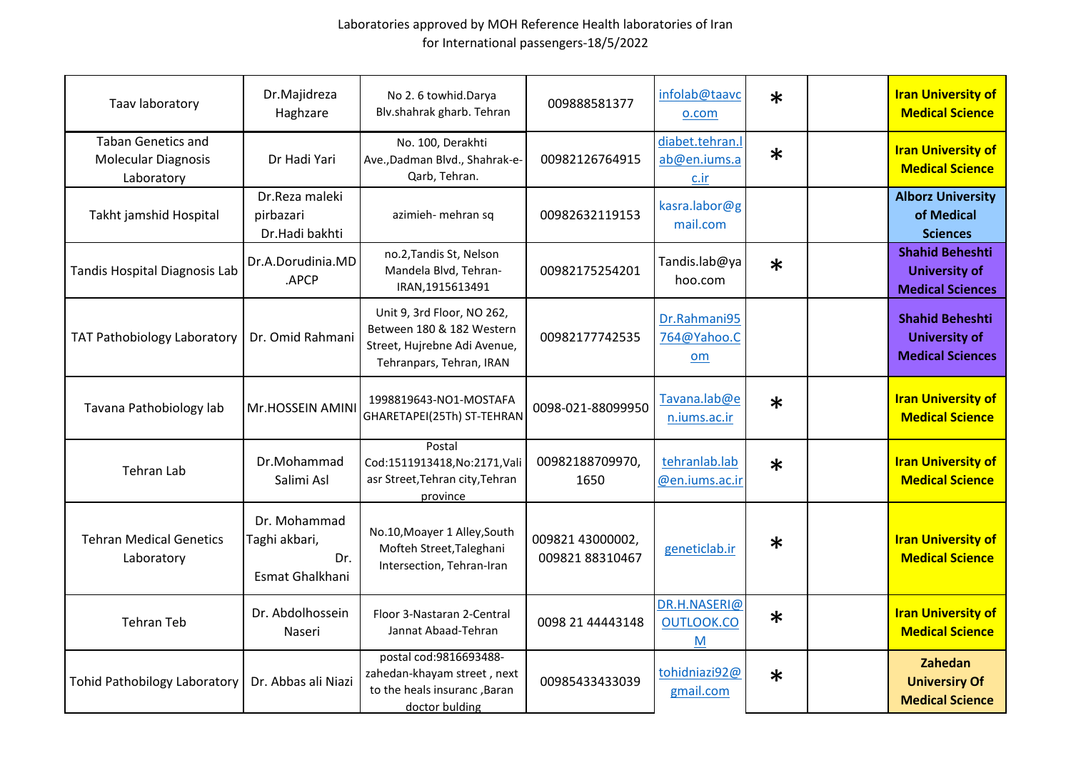Laboratories approved by MOH Reference Health laboratories of Iran
for International passengers-18/5/2022

| | | | | | | | |
|---|---|---|---|---|---|---|---|
| Taav laboratory | Dr.Majidreza Haghzare | No 2. 6 towhid.Darya Blv.shahrak gharb. Tehran | 009888581377 | infolab@taavco.com | * | | **Iran University of Medical Science** |
| Taban Genetics and Molecular Diagnosis Laboratory | Dr Hadi Yari | No. 100, Derakhti Ave.,Dadman Blvd., Shahrak-e-Qarb, Tehran. | 00982126764915 | diabet.tehran.lab@en.iums.ac.ir | * | | **Iran University of Medical Science** |
| Takht jamshid Hospital | Dr.Reza maleki pirbazari Dr.Hadi bakhti | azimieh- mehran sq | 00982632119153 | kasra.labor@gmail.com | | | **Alborz University of Medical Sciences** |
| Tandis Hospital Diagnosis Lab | Dr.A.Dorudinia.MD .APCP | no.2,Tandis St, Nelson Mandela Blvd, Tehran-IRAN,1915613491 | 00982175254201 | Tandis.lab@yahoo.com | * | | **Shahid Beheshti University of Medical Sciences** |
| TAT Pathobiology Laboratory | Dr. Omid Rahmani | Unit 9, 3rd Floor, NO 262, Between 180 & 182 Western Street, Hujrebne Adi Avenue, Tehranpars, Tehran, IRAN | 00982177742535 | Dr.Rahmani95764@Yahoo.Com | | | **Shahid Beheshti University of Medical Sciences** |
| Tavana Pathobiology lab | Mr.HOSSEIN AMINI | 1998819643-NO1-MOSTAFA GHARETAPEI(25Th) ST-TEHRAN | 0098-021-88099950 | Tavana.lab@en.iums.ac.ir | * | | **Iran University of Medical Science** |
| Tehran Lab | Dr.Mohammad Salimi Asl | Postal Cod:1511913418,No:2171,Vali asr Street,Tehran city,Tehran province | 00982188709970, 1650 | tehranlab.lab@en.iums.ac.ir | * | | **Iran University of Medical Science** |
| Tehran Medical Genetics Laboratory | Dr. Mohammad Taghi akbari, Dr. Esmat Ghalkhani | No.10,Moayer 1 Alley,South Mofteh Street,Taleghani Intersection, Tehran-Iran | 009821 43000002, 009821 88310467 | geneticlab.ir | * | | **Iran University of Medical Science** |
| Tehran Teb | Dr. Abdolhossein Naseri | Floor 3-Nastaran 2-Central Jannat Abaad-Tehran | 0098 21 44443148 | DR.H.NASERI@OUTLOOK.COM | * | | **Iran University of Medical Science** |
| Tohid Pathobilogy Laboratory | Dr. Abbas ali Niazi | postal cod:9816693488-zahedan-khayam street , next to the heals insurance ,Baran doctor bulding | 00985433433039 | tohidniazi92@gmail.com | * | | **Zahedan University Of Medical Science** |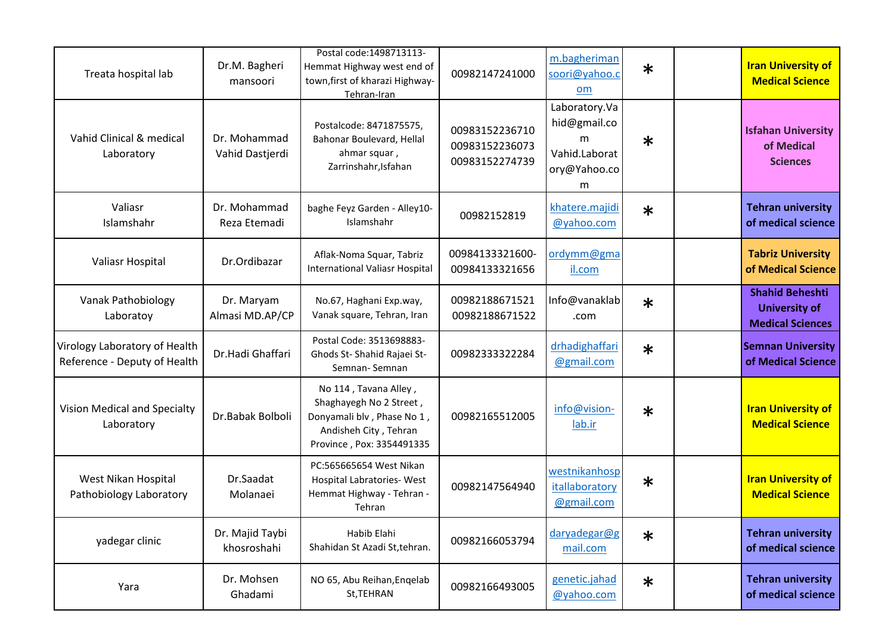| | | | | | | | |
|---|---|---|---|---|---|---|---|
| Treata hospital lab | Dr.M. Bagheri mansoori | Postal code:1498713113-Hemmat Highway west end of town,first of kharazi Highway-Tehran-Iran | 00982147241000 | m.bagherimansoori@yahoo.com | * | | Iran University of Medical Science |
| Vahid Clinical & medical Laboratory | Dr. Mohammad Vahid Dastjerdi | Postalcode: 8471875575, Bahonar Boulevard, Hellal ahmar squar , Zarrinshahr,Isfahan | 00983152236710 00983152236073 00983152274739 | Laboratory.Vahid@gmail.com Vahid.Laboratory@Yahoo.com | * | | Isfahan University of Medical Sciences |
| Valiasr Islamshahr | Dr. Mohammad Reza Etemadi | baghe Feyz Garden - Alley10-Islamshahr | 00982152819 | khatere.majidi@yahoo.com | * | | Tehran university of medical science |
| Valiasr Hospital | Dr.Ordibazar | Aflak-Noma Squar, Tabriz International Valiasr Hospital | 00984133321600-00984133321656 | ordymm@gmail.com | | | Tabriz University of Medical Science |
| Vanak Pathobiology Laboratoy | Dr. Maryam Almasi MD.AP/CP | No.67, Haghani Exp.way, Vanak square, Tehran, Iran | 00982188671521 00982188671522 | Info@vanaklab.com | * | | Shahid Beheshti University of Medical Sciences |
| Virology Laboratory of Health Reference - Deputy of Health | Dr.Hadi Ghaffari | Postal Code: 3513698883-Ghods St- Shahid Rajaei St-Semnan- Semnan | 00982333322284 | drhadighaffari@gmail.com | * | | Semnan University of Medical Science |
| Vision Medical and Specialty Laboratory | Dr.Babak Bolboli | No 114 , Tavana Alley , Shaghayegh No 2 Street , Donyamali blv , Phase No 1 , Andisheh City , Tehran Province , Pox: 3354491335 | 00982165512005 | info@vision-lab.ir | * | | Iran University of Medical Science |
| West Nikan Hospital Pathobiology Laboratory | Dr.Saadat Molanaei | PC:565665654 West Nikan Hospital Labratories- West Hemmat Highway - Tehran - Tehran | 00982147564940 | westnikanhospitallaboratory@gmail.com | * | | Iran University of Medical Science |
| yadegar clinic | Dr. Majid Taybi khosroshahi | Habib Elahi Shahidan St Azadi St,tehran. | 00982166053794 | daryadegar@gmail.com | * | | Tehran university of medical science |
| Yara | Dr. Mohsen Ghadami | NO 65, Abu Reihan,Enqelab St,TEHRAN | 00982166493005 | genetic.jahad@yahoo.com | * | | Tehran university of medical science |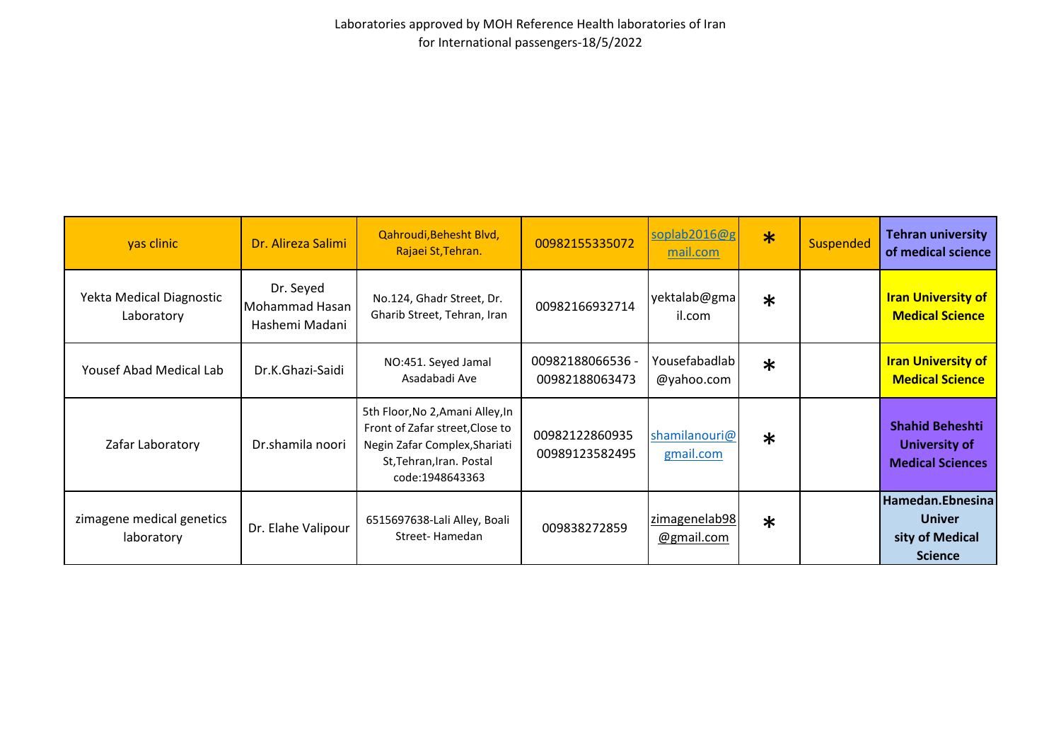Laboratories approved by MOH Reference Health laboratories of Iran
for International passengers-18/5/2022

| | | | | | | | |
|---|---|---|---|---|---|---|---|
| yas clinic | Dr. Alireza Salimi | Qahroudi,Behesht Blvd, Rajaei St,Tehran. | 00982155335072 | soplab2016@gmail.com | * | Suspended | **Tehran university of medical science** |
| Yekta Medical Diagnostic Laboratory | Dr. Seyed Mohammad Hasan Hashemi Madani | No.124, Ghadr Street, Dr. Gharib Street, Tehran, Iran | 00982166932714 | yektalab@gmail.com | * | | **Iran University of Medical Science** |
| Yousef Abad Medical Lab | Dr.K.Ghazi-Saidi | NO:451. Seyed Jamal Asadabadi Ave | 00982188066536 - 00982188063473 | Yousefabadlab@yahoo.com | * | | **Iran University of Medical Science** |
| Zafar Laboratory | Dr.shamila noori | 5th Floor,No 2,Amani Alley,In Front of Zafar street,Close to Negin Zafar Complex,Shariati St,Tehran,Iran. Postal code:1948643363 | 00982122860935 00989123582495 | shamilanouri@gmail.com | * | | **Shahid Beheshti University of Medical Sciences** |
| zimagene medical genetics laboratory | Dr. Elahe Valipour | 6515697638-Lali Alley, Boali Street- Hamedan | 009838272859 | zimagenelab98@gmail.com | * | | **Hamedan.Ebnesina Univer sity of Medical Science** |